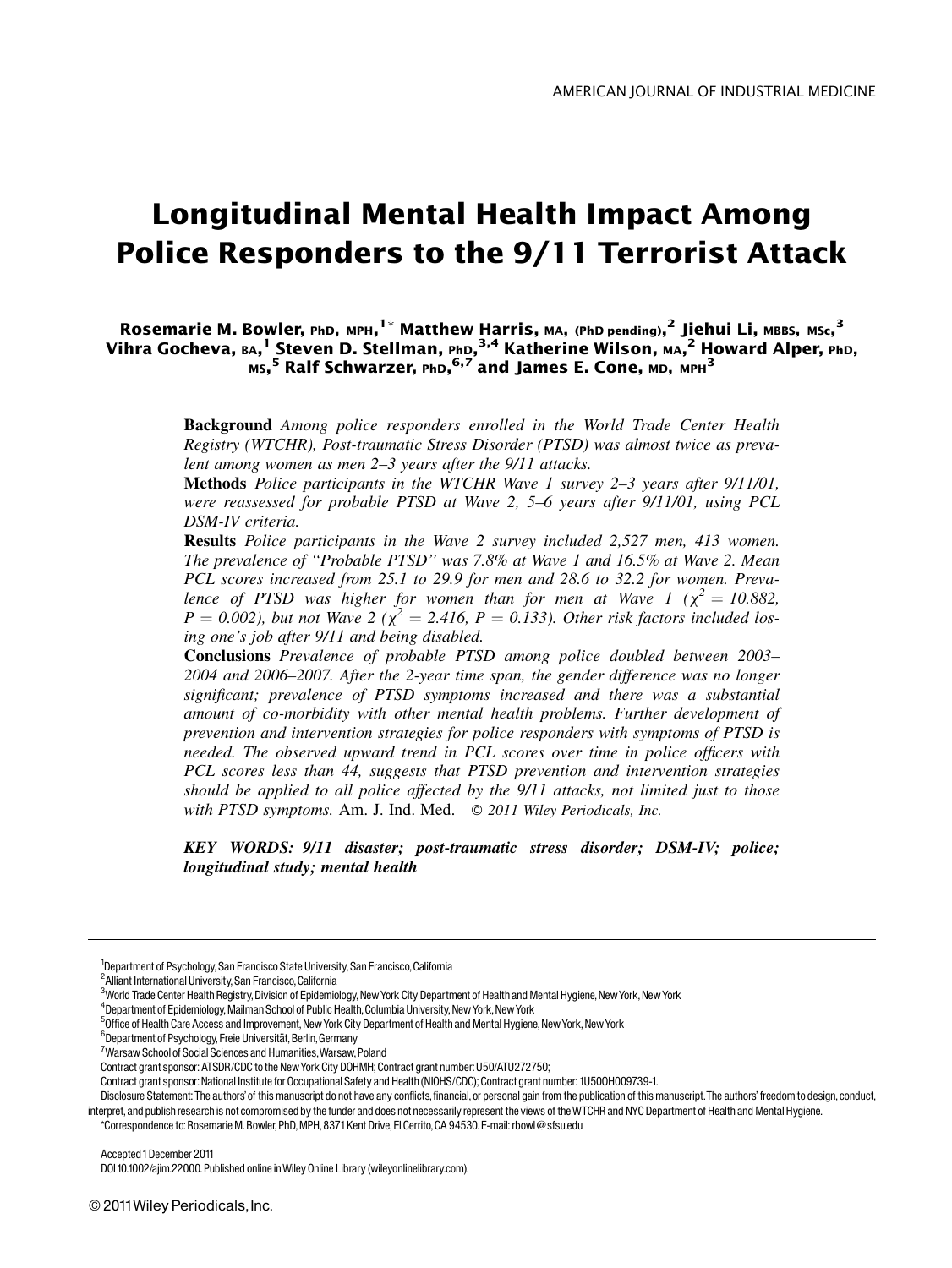# Longitudinal Mental Health Impact Among Police Responders to the 9/11 Terrorist Attack

**Rosemarie M. Bowler, PhD, MPH,[1]* Matthew Harris, MA, (PhD pending),[2] Jiehui Li, MBBS, MSc,[3] Vihra Gocheva, BA,[1] Steven D. Stellman, PhD,[3,4] Katherine Wilson, MA,[2] Howard Alper, PhD, MS,[5] Ralf Schwarzer, PhD,[6,7] and James E. Cone, MD, MPH[3]**

**Background** *Among police responders enrolled in the World Trade Center Health Registry (WTCHR), Post-traumatic Stress Disorder (PTSD) was almost twice as prevalent among women as men 2–3 years after the 9/11 attacks.*

**Methods** *Police participants in the WTCHR Wave 1 survey 2–3 years after 9/11/01, were reassessed for probable PTSD at Wave 2, 5–6 years after 9/11/01, using PCL DSM-IV criteria.*

**Results** *Police participants in the Wave 2 survey included 2,527 men, 413 women. The prevalence of "Probable PTSD" was 7.8% at Wave 1 and 16.5% at Wave 2. Mean PCL scores increased from 25.1 to 29.9 for men and 28.6 to 32.2 for women. Prevalence of PTSD was higher for women than for men at Wave 1 ($\chi^2 = 10.882$, $P = 0.002$), but not Wave 2 ($\chi^2 = 2.416$, $P = 0.133$). Other risk factors included losing one's job after 9/11 and being disabled.*

**Conclusions** *Prevalence of probable PTSD among police doubled between 2003–2004 and 2006–2007. After the 2-year time span, the gender difference was no longer significant; prevalence of PTSD symptoms increased and there was a substantial amount of co-morbidity with other mental health problems. Further development of prevention and intervention strategies for police responders with symptoms of PTSD is needed. The observed upward trend in PCL scores over time in police officers with PCL scores less than 44, suggests that PTSD prevention and intervention strategies should be applied to all police affected by the 9/11 attacks, not limited just to those with PTSD symptoms.* Am. J. Ind. Med. *© 2011 Wiley Periodicals, Inc.*

***KEY WORDS: 9/11 disaster; post-traumatic stress disorder; DSM-IV; police; longitudinal study; mental health***

[1] Department of Psychology, San Francisco State University, San Francisco, California
[2] Alliant International University, San Francisco, California
[3] World Trade Center Health Registry, Division of Epidemiology, New York City Department of Health and Mental Hygiene, New York, New York
[4] Department of Epidemiology, Mailman School of Public Health, Columbia University, New York, New York
[5] Office of Health Care Access and Improvement, New York City Department of Health and Mental Hygiene, New York, New York
[6] Department of Psychology, Freie Universität, Berlin, Germany
[7] Warsaw School of Social Sciences and Humanities, Warsaw, Poland

Contract grant sponsor: ATSDR/CDC to the New York City DOHMH; Contract grant number: U50/ATU272750;
Contract grant sponsor: National Institute for Occupational Safety and Health (NIOHS/CDC); Contract grant number: 1U50OH009739-1.
Disclosure Statement: The authors' of this manuscript do not have any conflicts, financial, or personal gain from the publication of this manuscript. The authors' freedom to design, conduct, interpret, and publish research is not compromised by the funder and does not necessarily represent the views of the WTCHR and NYC Department of Health and Mental Hygiene.
*Correspondence to: Rosemarie M. Bowler, PhD, MPH, 8371 Kent Drive, El Cerrito, CA 94530. E-mail: rbowl@sfsu.edu

Accepted 1 December 2011
DOI 10.1002/ajim.22000. Published online in Wiley Online Library (wileyonlinelibrary.com).

© 2011 Wiley Periodicals, Inc.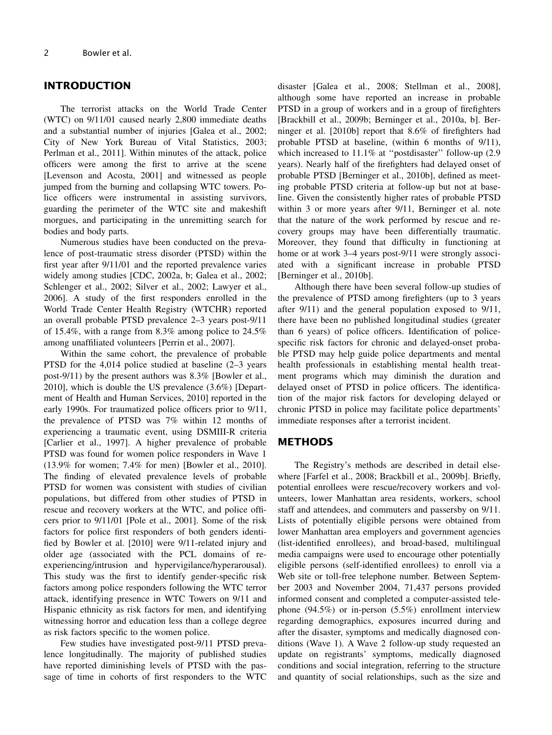## INTRODUCTION

The terrorist attacks on the World Trade Center (WTC) on 9/11/01 caused nearly 2,800 immediate deaths and a substantial number of injuries [Galea et al., 2002; City of New York Bureau of Vital Statistics, 2003; Perlman et al., 2011]. Within minutes of the attack, police officers were among the first to arrive at the scene [Levenson and Acosta, 2001] and witnessed as people jumped from the burning and collapsing WTC towers. Police officers were instrumental in assisting survivors, guarding the perimeter of the WTC site and makeshift morgues, and participating in the unremitting search for bodies and body parts.

Numerous studies have been conducted on the prevalence of post-traumatic stress disorder (PTSD) within the first year after 9/11/01 and the reported prevalence varies widely among studies [CDC, 2002a, b; Galea et al., 2002; Schlenger et al., 2002; Silver et al., 2002; Lawyer et al., 2006]. A study of the first responders enrolled in the World Trade Center Health Registry (WTCHR) reported an overall probable PTSD prevalence 2–3 years post-9/11 of 15.4%, with a range from 8.3% among police to 24.5% among unaffiliated volunteers [Perrin et al., 2007].

Within the same cohort, the prevalence of probable PTSD for the 4,014 police studied at baseline (2–3 years post-9/11) by the present authors was 8.3% [Bowler et al., 2010], which is double the US prevalence (3.6%) [Department of Health and Human Services, 2010] reported in the early 1990s. For traumatized police officers prior to 9/11, the prevalence of PTSD was 7% within 12 months of experiencing a traumatic event, using DSMIII-R criteria [Carlier et al., 1997]. A higher prevalence of probable PTSD was found for women police responders in Wave 1 (13.9% for women; 7.4% for men) [Bowler et al., 2010]. The finding of elevated prevalence levels of probable PTSD for women was consistent with studies of civilian populations, but differed from other studies of PTSD in rescue and recovery workers at the WTC, and police officers prior to 9/11/01 [Pole et al., 2001]. Some of the risk factors for police first responders of both genders identified by Bowler et al. [2010] were 9/11-related injury and older age (associated with the PCL domains of re-experiencing/intrusion and hypervigilance/hyperarousal). This study was the first to identify gender-specific risk factors among police responders following the WTC terror attack, identifying presence in WTC Towers on 9/11 and Hispanic ethnicity as risk factors for men, and identifying witnessing horror and education less than a college degree as risk factors specific to the women police.

Few studies have investigated post-9/11 PTSD prevalence longitudinally. The majority of published studies have reported diminishing levels of PTSD with the passage of time in cohorts of first responders to the WTC disaster [Galea et al., 2008; Stellman et al., 2008], although some have reported an increase in probable PTSD in a group of workers and in a group of firefighters [Brackbill et al., 2009b; Berninger et al., 2010a, b]. Berninger et al. [2010b] report that 8.6% of firefighters had probable PTSD at baseline, (within 6 months of 9/11), which increased to 11.1% at "postdisaster" follow-up (2.9 years). Nearly half of the firefighters had delayed onset of probable PTSD [Berninger et al., 2010b], defined as meeting probable PTSD criteria at follow-up but not at baseline. Given the consistently higher rates of probable PTSD within 3 or more years after 9/11, Berninger et al. note that the nature of the work performed by rescue and recovery groups may have been differentially traumatic. Moreover, they found that difficulty in functioning at home or at work 3–4 years post-9/11 were strongly associated with a significant increase in probable PTSD [Berninger et al., 2010b].

Although there have been several follow-up studies of the prevalence of PTSD among firefighters (up to 3 years after 9/11) and the general population exposed to 9/11, there have been no published longitudinal studies (greater than 6 years) of police officers. Identification of police-specific risk factors for chronic and delayed-onset probable PTSD may help guide police departments and mental health professionals in establishing mental health treatment programs which may diminish the duration and delayed onset of PTSD in police officers. The identification of the major risk factors for developing delayed or chronic PTSD in police may facilitate police departments' immediate responses after a terrorist incident.

## METHODS

The Registry's methods are described in detail elsewhere [Farfel et al., 2008; Brackbill et al., 2009b]. Briefly, potential enrollees were rescue/recovery workers and volunteers, lower Manhattan area residents, workers, school staff and attendees, and commuters and passersby on 9/11. Lists of potentially eligible persons were obtained from lower Manhattan area employers and government agencies (list-identified enrollees), and broad-based, multilingual media campaigns were used to encourage other potentially eligible persons (self-identified enrollees) to enroll via a Web site or toll-free telephone number. Between September 2003 and November 2004, 71,437 persons provided informed consent and completed a computer-assisted telephone (94.5%) or in-person (5.5%) enrollment interview regarding demographics, exposures incurred during and after the disaster, symptoms and medically diagnosed conditions (Wave 1). A Wave 2 follow-up study requested an update on registrants' symptoms, medically diagnosed conditions and social integration, referring to the structure and quantity of social relationships, such as the size and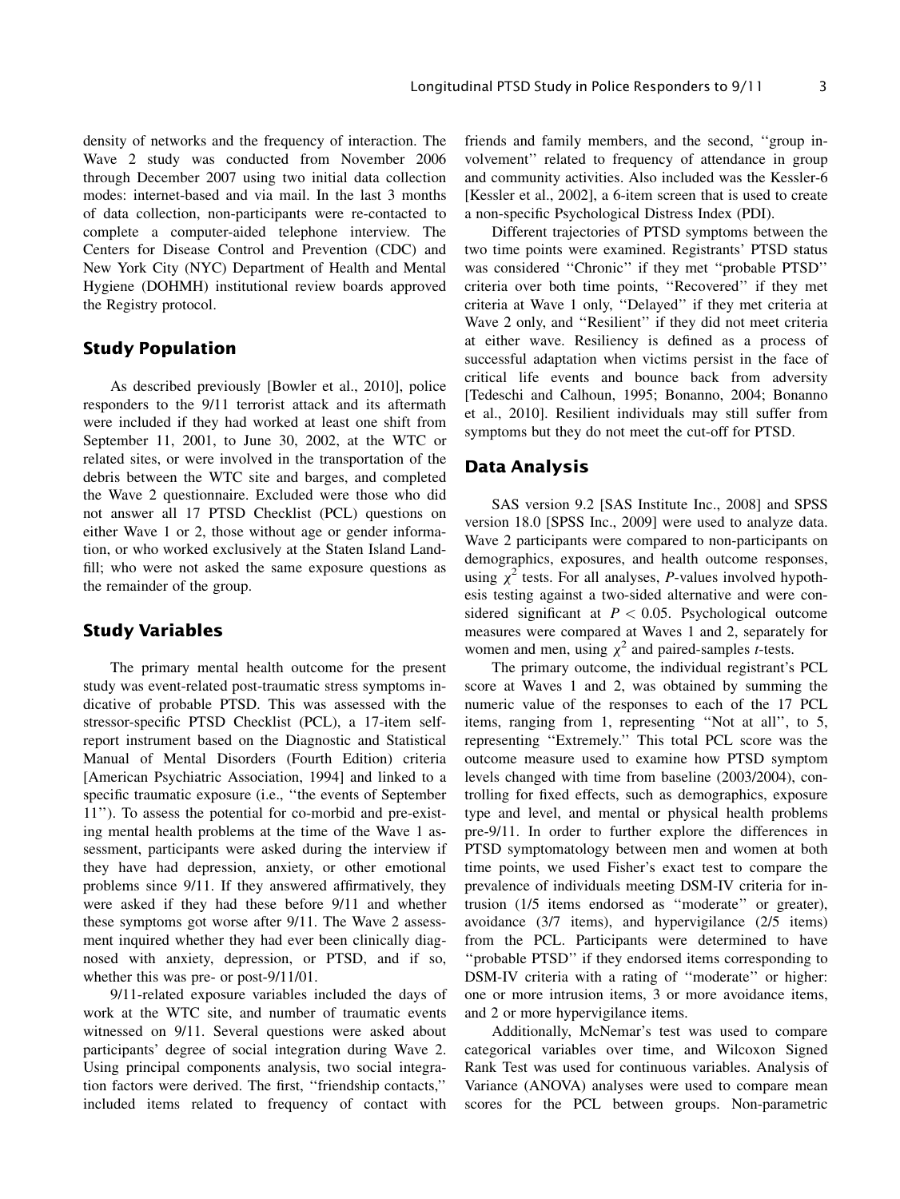density of networks and the frequency of interaction. The Wave 2 study was conducted from November 2006 through December 2007 using two initial data collection modes: internet-based and via mail. In the last 3 months of data collection, non-participants were re-contacted to complete a computer-aided telephone interview. The Centers for Disease Control and Prevention (CDC) and New York City (NYC) Department of Health and Mental Hygiene (DOHMH) institutional review boards approved the Registry protocol.

## Study Population

As described previously [Bowler et al., 2010], police responders to the 9/11 terrorist attack and its aftermath were included if they had worked at least one shift from September 11, 2001, to June 30, 2002, at the WTC or related sites, or were involved in the transportation of the debris between the WTC site and barges, and completed the Wave 2 questionnaire. Excluded were those who did not answer all 17 PTSD Checklist (PCL) questions on either Wave 1 or 2, those without age or gender information, or who worked exclusively at the Staten Island Landfill; who were not asked the same exposure questions as the remainder of the group.

## Study Variables

The primary mental health outcome for the present study was event-related post-traumatic stress symptoms indicative of probable PTSD. This was assessed with the stressor-specific PTSD Checklist (PCL), a 17-item self-report instrument based on the Diagnostic and Statistical Manual of Mental Disorders (Fourth Edition) criteria [American Psychiatric Association, 1994] and linked to a specific traumatic exposure (i.e., ''the events of September 11''). To assess the potential for co-morbid and pre-existing mental health problems at the time of the Wave 1 assessment, participants were asked during the interview if they have had depression, anxiety, or other emotional problems since 9/11. If they answered affirmatively, they were asked if they had these before 9/11 and whether these symptoms got worse after 9/11. The Wave 2 assessment inquired whether they had ever been clinically diagnosed with anxiety, depression, or PTSD, and if so, whether this was pre- or post-9/11/01.

9/11-related exposure variables included the days of work at the WTC site, and number of traumatic events witnessed on 9/11. Several questions were asked about participants' degree of social integration during Wave 2. Using principal components analysis, two social integration factors were derived. The first, ''friendship contacts,'' included items related to frequency of contact with friends and family members, and the second, ''group involvement'' related to frequency of attendance in group and community activities. Also included was the Kessler-6 [Kessler et al., 2002], a 6-item screen that is used to create a non-specific Psychological Distress Index (PDI).

Different trajectories of PTSD symptoms between the two time points were examined. Registrants' PTSD status was considered ''Chronic'' if they met ''probable PTSD'' criteria over both time points, ''Recovered'' if they met criteria at Wave 1 only, ''Delayed'' if they met criteria at Wave 2 only, and ''Resilient'' if they did not meet criteria at either wave. Resiliency is defined as a process of successful adaptation when victims persist in the face of critical life events and bounce back from adversity [Tedeschi and Calhoun, 1995; Bonanno, 2004; Bonanno et al., 2010]. Resilient individuals may still suffer from symptoms but they do not meet the cut-off for PTSD.

## Data Analysis

SAS version 9.2 [SAS Institute Inc., 2008] and SPSS version 18.0 [SPSS Inc., 2009] were used to analyze data. Wave 2 participants were compared to non-participants on demographics, exposures, and health outcome responses, using $\chi^2$ tests. For all analyses, *P*-values involved hypothesis testing against a two-sided alternative and were considered significant at $P < 0.05$. Psychological outcome measures were compared at Waves 1 and 2, separately for women and men, using $\chi^2$ and paired-samples *t*-tests.

The primary outcome, the individual registrant's PCL score at Waves 1 and 2, was obtained by summing the numeric value of the responses to each of the 17 PCL items, ranging from 1, representing ''Not at all'', to 5, representing ''Extremely.'' This total PCL score was the outcome measure used to examine how PTSD symptom levels changed with time from baseline (2003/2004), controlling for fixed effects, such as demographics, exposure type and level, and mental or physical health problems pre-9/11. In order to further explore the differences in PTSD symptomatology between men and women at both time points, we used Fisher's exact test to compare the prevalence of individuals meeting DSM-IV criteria for intrusion (1/5 items endorsed as ''moderate'' or greater), avoidance (3/7 items), and hypervigilance (2/5 items) from the PCL. Participants were determined to have ''probable PTSD'' if they endorsed items corresponding to DSM-IV criteria with a rating of ''moderate'' or higher: one or more intrusion items, 3 or more avoidance items, and 2 or more hypervigilance items.

Additionally, McNemar's test was used to compare categorical variables over time, and Wilcoxon Signed Rank Test was used for continuous variables. Analysis of Variance (ANOVA) analyses were used to compare mean scores for the PCL between groups. Non-parametric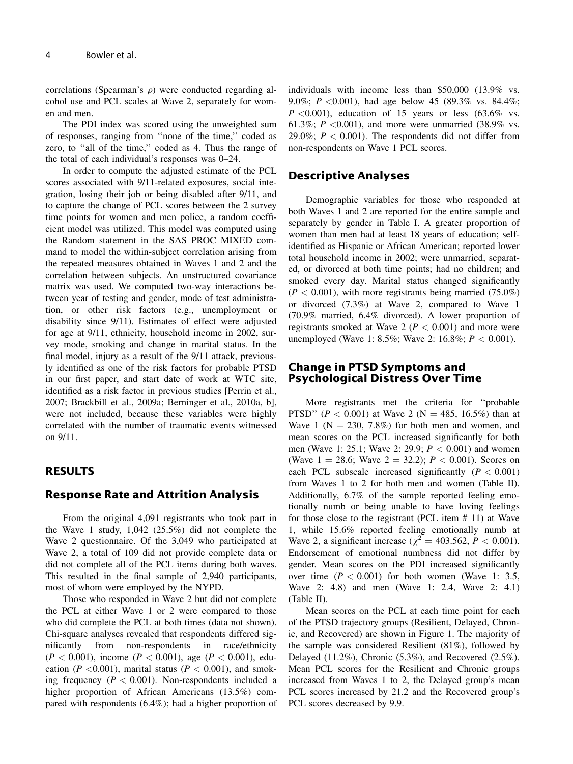correlations (Spearman's $\rho$) were conducted regarding alcohol use and PCL scales at Wave 2, separately for women and men.

The PDI index was scored using the unweighted sum of responses, ranging from ''none of the time,'' coded as zero, to ''all of the time,'' coded as 4. Thus the range of the total of each individual's responses was 0–24.

In order to compute the adjusted estimate of the PCL scores associated with 9/11-related exposures, social integration, losing their job or being disabled after 9/11, and to capture the change of PCL scores between the 2 survey time points for women and men police, a random coefficient model was utilized. This model was computed using the Random statement in the SAS PROC MIXED command to model the within-subject correlation arising from the repeated measures obtained in Waves 1 and 2 and the correlation between subjects. An unstructured covariance matrix was used. We computed two-way interactions between year of testing and gender, mode of test administration, or other risk factors (e.g., unemployment or disability since 9/11). Estimates of effect were adjusted for age at 9/11, ethnicity, household income in 2002, survey mode, smoking and change in marital status. In the final model, injury as a result of the 9/11 attack, previously identified as one of the risk factors for probable PTSD in our first paper, and start date of work at WTC site, identified as a risk factor in previous studies [Perrin et al., 2007; Brackbill et al., 2009a; Berninger et al., 2010a, b], were not included, because these variables were highly correlated with the number of traumatic events witnessed on 9/11.

## RESULTS

### Response Rate and Attrition Analysis

From the original 4,091 registrants who took part in the Wave 1 study, 1,042 (25.5%) did not complete the Wave 2 questionnaire. Of the 3,049 who participated at Wave 2, a total of 109 did not provide complete data or did not complete all of the PCL items during both waves. This resulted in the final sample of 2,940 participants, most of whom were employed by the NYPD.

Those who responded in Wave 2 but did not complete the PCL at either Wave 1 or 2 were compared to those who did complete the PCL at both times (data not shown). Chi-square analyses revealed that respondents differed significantly from non-respondents in race/ethnicity ($P < 0.001$), income ($P < 0.001$), age ($P < 0.001$), education ($P < 0.001$), marital status ($P < 0.001$), and smoking frequency ($P < 0.001$). Non-respondents included a higher proportion of African Americans (13.5%) compared with respondents (6.4%); had a higher proportion of individuals with income less than $50,000 (13.9% vs. 9.0%; $P < 0.001$), had age below 45 (89.3% vs. 84.4%; $P < 0.001$), education of 15 years or less (63.6% vs. 61.3%; $P < 0.001$), and more were unmarried (38.9% vs. 29.0%; $P < 0.001$). The respondents did not differ from non-respondents on Wave 1 PCL scores.

### Descriptive Analyses

Demographic variables for those who responded at both Waves 1 and 2 are reported for the entire sample and separately by gender in Table I. A greater proportion of women than men had at least 18 years of education; self-identified as Hispanic or African American; reported lower total household income in 2002; were unmarried, separated, or divorced at both time points; had no children; and smoked every day. Marital status changed significantly ($P < 0.001$), with more registrants being married (75.0%) or divorced (7.3%) at Wave 2, compared to Wave 1 (70.9% married, 6.4% divorced). A lower proportion of registrants smoked at Wave 2 ($P < 0.001$) and more were unemployed (Wave 1: 8.5%; Wave 2: 16.8%; $P < 0.001$).

### Change in PTSD Symptoms and Psychological Distress Over Time

More registrants met the criteria for ''probable PTSD'' ($P < 0.001$) at Wave 2 (N = 485, 16.5%) than at Wave 1 (N = 230, 7.8%) for both men and women, and mean scores on the PCL increased significantly for both men (Wave 1: 25.1; Wave 2: 29.9; $P < 0.001$) and women (Wave 1 = 28.6; Wave 2 = 32.2); $P < 0.001$). Scores on each PCL subscale increased significantly ($P < 0.001$) from Waves 1 to 2 for both men and women (Table II). Additionally, 6.7% of the sample reported feeling emotionally numb or being unable to have loving feelings for those close to the registrant (PCL item # 11) at Wave 1, while 15.6% reported feeling emotionally numb at Wave 2, a significant increase ($\chi^2 = 403.562$, $P < 0.001$). Endorsement of emotional numbness did not differ by gender. Mean scores on the PDI increased significantly over time ($P < 0.001$) for both women (Wave 1: 3.5, Wave 2: 4.8) and men (Wave 1: 2.4, Wave 2: 4.1) (Table II).

Mean scores on the PCL at each time point for each of the PTSD trajectory groups (Resilient, Delayed, Chronic, and Recovered) are shown in Figure 1. The majority of the sample was considered Resilient (81%), followed by Delayed (11.2%), Chronic (5.3%), and Recovered (2.5%). Mean PCL scores for the Resilient and Chronic groups increased from Waves 1 to 2, the Delayed group's mean PCL scores increased by 21.2 and the Recovered group's PCL scores decreased by 9.9.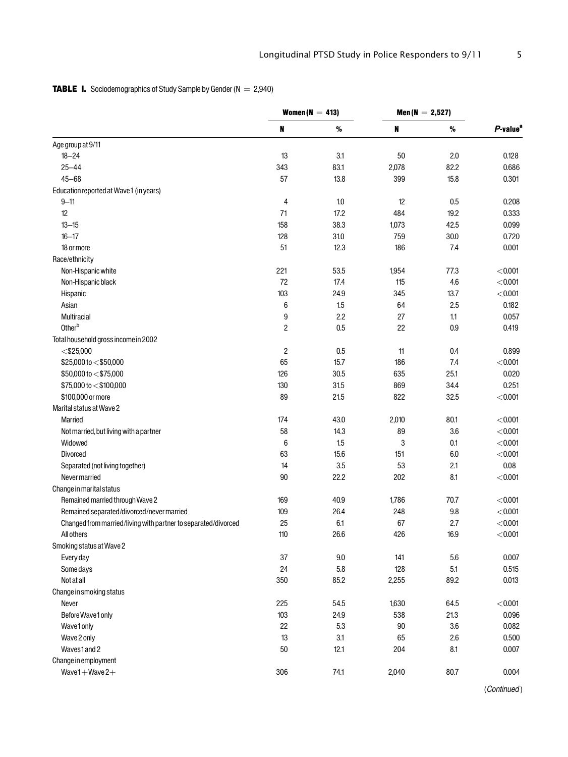**TABLE I.** Sociodemographics of Study Sample by Gender (N = 2,940)

| | Women (N = 413) | | Men (N = 2,527) | | |
|---|---|---|---|---|---|
| | N | % | N | % | *P*-value[a] |
| Age group at 9/11 | | | | | |
| 18–24 | 13 | 3.1 | 50 | 2.0 | 0.128 |
| 25–44 | 343 | 83.1 | 2,078 | 82.2 | 0.686 |
| 45–68 | 57 | 13.8 | 399 | 15.8 | 0.301 |
| Education reported at Wave 1 (in years) | | | | | |
| 9–11 | 4 | 1.0 | 12 | 0.5 | 0.208 |
| 12 | 71 | 17.2 | 484 | 19.2 | 0.333 |
| 13–15 | 158 | 38.3 | 1,073 | 42.5 | 0.099 |
| 16–17 | 128 | 31.0 | 759 | 30.0 | 0.720 |
| 18 or more | 51 | 12.3 | 186 | 7.4 | 0.001 |
| Race/ethnicity | | | | | |
| Non-Hispanic white | 221 | 53.5 | 1,954 | 77.3 | <0.001 |
| Non-Hispanic black | 72 | 17.4 | 115 | 4.6 | <0.001 |
| Hispanic | 103 | 24.9 | 345 | 13.7 | <0.001 |
| Asian | 6 | 1.5 | 64 | 2.5 | 0.182 |
| Multiracial | 9 | 2.2 | 27 | 1.1 | 0.057 |
| Other[b] | 2 | 0.5 | 22 | 0.9 | 0.419 |
| Total household gross income in 2002 | | | | | |
| <$25,000 | 2 | 0.5 | 11 | 0.4 | 0.899 |
| $25,000 to <$50,000 | 65 | 15.7 | 186 | 7.4 | <0.001 |
| $50,000 to <$75,000 | 126 | 30.5 | 635 | 25.1 | 0.020 |
| $75,000 to <$100,000 | 130 | 31.5 | 869 | 34.4 | 0.251 |
| $100,000 or more | 89 | 21.5 | 822 | 32.5 | <0.001 |
| Marital status at Wave 2 | | | | | |
| Married | 174 | 43.0 | 2,010 | 80.1 | <0.001 |
| Not married, but living with a partner | 58 | 14.3 | 89 | 3.6 | <0.001 |
| Widowed | 6 | 1.5 | 3 | 0.1 | <0.001 |
| Divorced | 63 | 15.6 | 151 | 6.0 | <0.001 |
| Separated (not living together) | 14 | 3.5 | 53 | 2.1 | 0.08 |
| Never married | 90 | 22.2 | 202 | 8.1 | <0.001 |
| Change in marital status | | | | | |
| Remained married through Wave 2 | 169 | 40.9 | 1,786 | 70.7 | <0.001 |
| Remained separated/divorced/never married | 109 | 26.4 | 248 | 9.8 | <0.001 |
| Changed from married/living with partner to separated/divorced | 25 | 6.1 | 67 | 2.7 | <0.001 |
| All others | 110 | 26.6 | 426 | 16.9 | <0.001 |
| Smoking status at Wave 2 | | | | | |
| Every day | 37 | 9.0 | 141 | 5.6 | 0.007 |
| Some days | 24 | 5.8 | 128 | 5.1 | 0.515 |
| Not at all | 350 | 85.2 | 2,255 | 89.2 | 0.013 |
| Change in smoking status | | | | | |
| Never | 225 | 54.5 | 1,630 | 64.5 | <0.001 |
| Before Wave 1 only | 103 | 24.9 | 538 | 21.3 | 0.096 |
| Wave 1 only | 22 | 5.3 | 90 | 3.6 | 0.082 |
| Wave 2 only | 13 | 3.1 | 65 | 2.6 | 0.500 |
| Waves 1 and 2 | 50 | 12.1 | 204 | 8.1 | 0.007 |
| Change in employment | | | | | |
| Wave 1+Wave 2+ | 306 | 74.1 | 2,040 | 80.7 | 0.004 |

(*Continued*)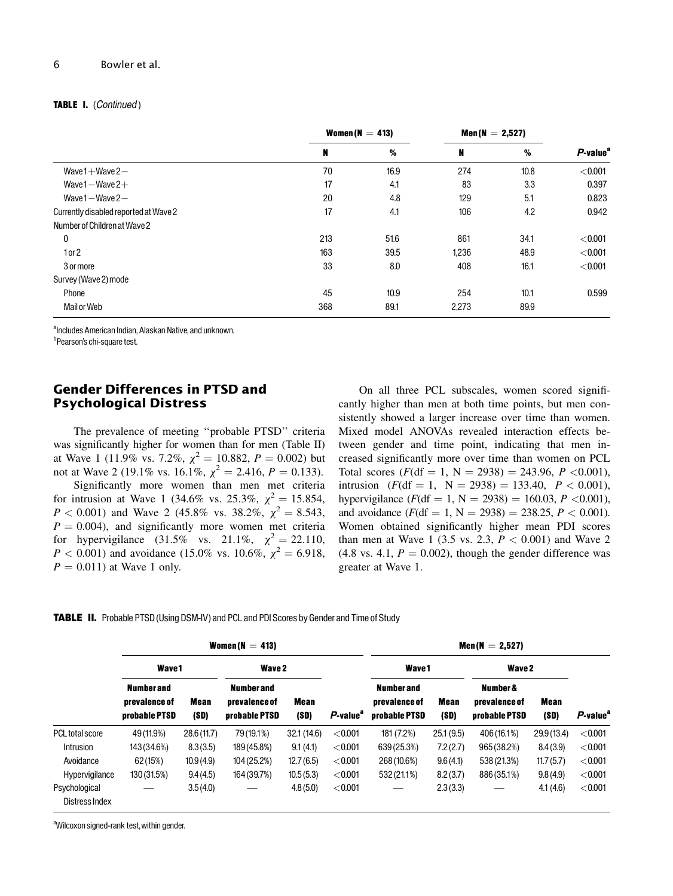**TABLE I.** (*Continued*)

| | Women (N = 413) | | Men (N = 2,527) | | |
|---|---|---|---|---|---|
| | N | % | N | % | *P*-value[a] |
| Wave1+Wave2− | 70 | 16.9 | 274 | 10.8 | <0.001 |
| Wave1−Wave2+ | 17 | 4.1 | 83 | 3.3 | 0.397 |
| Wave1−Wave2− | 20 | 4.8 | 129 | 5.1 | 0.823 |
| Currently disabled reported at Wave 2 | 17 | 4.1 | 106 | 4.2 | 0.942 |
| Number of Children at Wave 2 | | | | | |
| 0 | 213 | 51.6 | 861 | 34.1 | <0.001 |
| 1 or 2 | 163 | 39.5 | 1,236 | 48.9 | <0.001 |
| 3 or more | 33 | 8.0 | 408 | 16.1 | <0.001 |
| Survey (Wave 2) mode | | | | | |
| Phone | 45 | 10.9 | 254 | 10.1 | 0.599 |
| Mail or Web | 368 | 89.1 | 2,273 | 89.9 | |

[a]Includes American Indian, Alaskan Native, and unknown.

[b]Pearson's chi-square test.

## Gender Differences in PTSD and Psychological Distress

The prevalence of meeting "probable PTSD" criteria was significantly higher for women than for men (Table II) at Wave 1 (11.9% vs. 7.2%, $\chi^2 = 10.882$, $P = 0.002$) but not at Wave 2 (19.1% vs. 16.1%, $\chi^2 = 2.416$, $P = 0.133$).

Significantly more women than men met criteria for intrusion at Wave 1 (34.6% vs. 25.3%, $\chi^2 = 15.854$, $P < 0.001$) and Wave 2 (45.8% vs. 38.2%, $\chi^2 = 8.543$, $P = 0.004$), and significantly more women met criteria for hypervigilance (31.5% vs. 21.1%, $\chi^2 = 22.110$, $P < 0.001$) and avoidance (15.0% vs. 10.6%, $\chi^2 = 6.918$, $P = 0.011$) at Wave 1 only.

On all three PCL subscales, women scored significantly higher than men at both time points, but men consistently showed a larger increase over time than women. Mixed model ANOVAs revealed interaction effects between gender and time point, indicating that men increased significantly more over time than women on PCL Total scores ($F$(df = 1, N = 2938) = 243.96, $P < 0.001$), intrusion ($F$(df = 1, N = 2938) = 133.40, $P < 0.001$), hypervigilance ($F$(df = 1, N = 2938) = 160.03, $P < 0.001$), and avoidance ($F$(df = 1, N = 2938) = 238.25, $P < 0.001$). Women obtained significantly higher mean PDI scores than men at Wave 1 (3.5 vs. 2.3, $P < 0.001$) and Wave 2 (4.8 vs. 4.1, $P = 0.002$), though the gender difference was greater at Wave 1.

**TABLE II.** Probable PTSD (Using DSM-IV) and PCL and PDI Scores by Gender and Time of Study

| | Women (N = 413) | | | | | Men (N = 2,527) | | | | |
|---|---|---|---|---|---|---|---|---|---|---|
| | Wave 1 | | Wave 2 | | | Wave 1 | | Wave 2 | | |
| | Number and prevalence of probable PTSD | Mean (SD) | Number and prevalence of probable PTSD | Mean (SD) | *P*-value[a] | Number and prevalence of probable PTSD | Mean (SD) | Number & prevalence of probable PTSD | Mean (SD) | *P*-value[a] |
| PCL total score | 49 (11.9%) | 28.6 (11.7) | 79 (19.1%) | 32.1 (14.6) | <0.001 | 181 (7.2%) | 25.1 (9.5) | 406 (16.1%) | 29.9 (13.4) | <0.001 |
| Intrusion | 143 (34.6%) | 8.3 (3.5) | 189 (45.8%) | 9.1 (4.1) | <0.001 | 639 (25.3%) | 7.2 (2.7) | 965 (38.2%) | 8.4 (3.9) | <0.001 |
| Avoidance | 62 (15%) | 10.9 (4.9) | 104 (25.2%) | 12.7 (6.5) | <0.001 | 268 (10.6%) | 9.6 (4.1) | 538 (21.3%) | 11.7 (5.7) | <0.001 |
| Hypervigilance | 130 (31.5%) | 9.4 (4.5) | 164 (39.7%) | 10.5 (5.3) | <0.001 | 532 (21.1%) | 8.2 (3.7) | 886 (35.1%) | 9.8 (4.9) | <0.001 |
| Psychological Distress Index | — | 3.5 (4.0) | — | 4.8 (5.0) | <0.001 | — | 2.3 (3.3) | — | 4.1 (4.6) | <0.001 |

[a]Wilcoxon signed-rank test, within gender.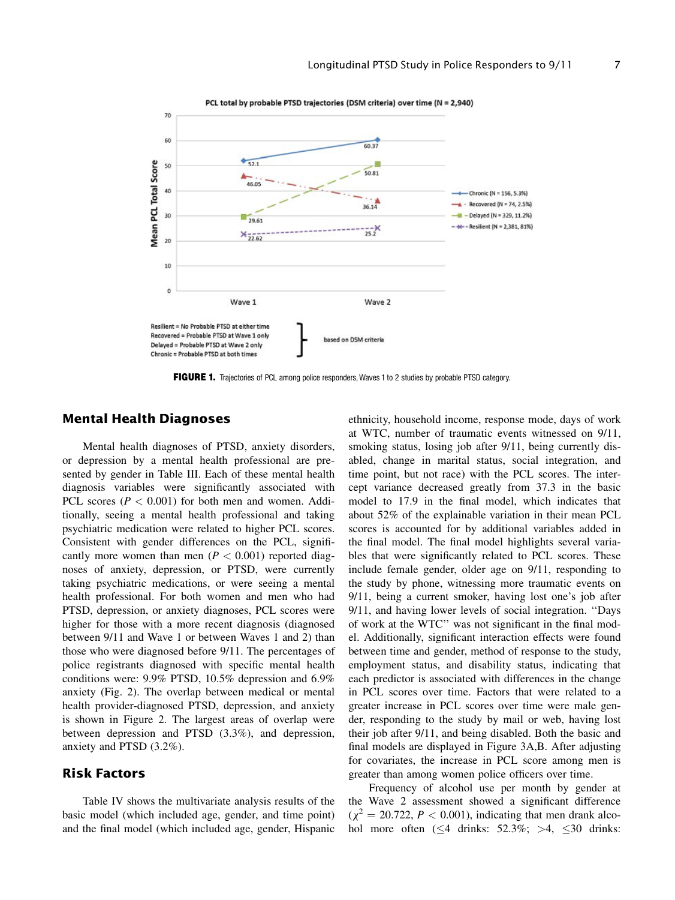PCL total by probable PTSD trajectories (DSM criteria) over time (N = 2,940)

Mean PCL Total Score

70
60
50
40
30
20
10
0

Wave 1
Wave 2

52.1
60.37
46.05
36.14
29.61
50.81
22.62
25.2

Chronic (N = 156, 5.3%)
Recovered (N = 74, 2.5%)
Delayed (N = 329, 11.2%)
Resilient (N = 2,381, 81%)

Resilient = No Probable PTSD at either time
Recovered = Probable PTSD at Wave 1 only
Delayed = Probable PTSD at Wave 2 only
Chronic = Probable PTSD at both times

based on DSM criteria

**FIGURE 1.** Trajectories of PCL among police responders, Waves 1 to 2 studies by probable PTSD category.

## Mental Health Diagnoses

Mental health diagnoses of PTSD, anxiety disorders, or depression by a mental health professional are presented by gender in Table III. Each of these mental health diagnosis variables were significantly associated with PCL scores ($P < 0.001$) for both men and women. Additionally, seeing a mental health professional and taking psychiatric medication were related to higher PCL scores. Consistent with gender differences on the PCL, significantly more women than men ($P < 0.001$) reported diagnoses of anxiety, depression, or PTSD, were currently taking psychiatric medications, or were seeing a mental health professional. For both women and men who had PTSD, depression, or anxiety diagnoses, PCL scores were higher for those with a more recent diagnosis (diagnosed between 9/11 and Wave 1 or between Waves 1 and 2) than those who were diagnosed before 9/11. The percentages of police registrants diagnosed with specific mental health conditions were: 9.9% PTSD, 10.5% depression and 6.9% anxiety (Fig. 2). The overlap between medical or mental health provider-diagnosed PTSD, depression, and anxiety is shown in Figure 2. The largest areas of overlap were between depression and PTSD (3.3%), and depression, anxiety and PTSD (3.2%).

## Risk Factors

Table IV shows the multivariate analysis results of the basic model (which included age, gender, and time point) and the final model (which included age, gender, Hispanic ethnicity, household income, response mode, days of work at WTC, number of traumatic events witnessed on 9/11, smoking status, losing job after 9/11, being currently disabled, change in marital status, social integration, and time point, but not race) with the PCL scores. The intercept variance decreased greatly from 37.3 in the basic model to 17.9 in the final model, which indicates that about 52% of the explainable variation in their mean PCL scores is accounted for by additional variables added in the final model. The final model highlights several variables that were significantly related to PCL scores. These include female gender, older age on 9/11, responding to the study by phone, witnessing more traumatic events on 9/11, being a current smoker, having lost one's job after 9/11, and having lower levels of social integration. ''Days of work at the WTC'' was not significant in the final model. Additionally, significant interaction effects were found between time and gender, method of response to the study, employment status, and disability status, indicating that each predictor is associated with differences in the change in PCL scores over time. Factors that were related to a greater increase in PCL scores over time were male gender, responding to the study by mail or web, having lost their job after 9/11, and being disabled. Both the basic and final models are displayed in Figure 3A,B. After adjusting for covariates, the increase in PCL score among men is greater than among women police officers over time.

Frequency of alcohol use per month by gender at the Wave 2 assessment showed a significant difference ($\chi^2 = 20.722$, $P < 0.001$), indicating that men drank alcohol more often ($\leq$4 drinks: 52.3%; >4, $\leq$30 drinks: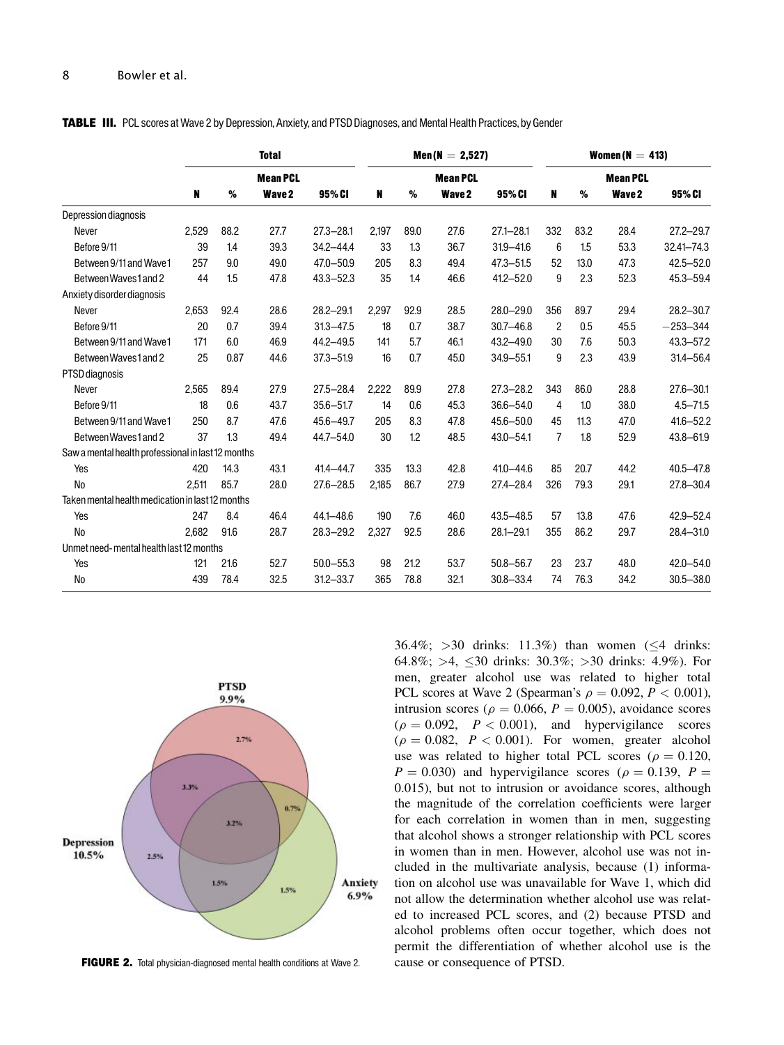**TABLE III.** PCL scores at Wave 2 by Depression, Anxiety, and PTSD Diagnoses, and Mental Health Practices, by Gender

| | Total | | | | Men (N = 2,527) | | | | Women (N = 413) | | | |
|---|---|---|---|---|---|---|---|---|---|---|---|---|
| | N | % | Mean PCL Wave 2 | 95% CI | N | % | Mean PCL Wave 2 | 95% CI | N | % | Mean PCL Wave 2 | 95% CI |
| Depression diagnosis | | | | | | | | | | | | |
| Never | 2,529 | 88.2 | 27.7 | 27.3–28.1 | 2,197 | 89.0 | 27.6 | 27.1–28.1 | 332 | 83.2 | 28.4 | 27.2–29.7 |
| Before 9/11 | 39 | 1.4 | 39.3 | 34.2–44.4 | 33 | 1.3 | 36.7 | 31.9–41.6 | 6 | 1.5 | 53.3 | 32.41–74.3 |
| Between 9/11 and Wave 1 | 257 | 9.0 | 49.0 | 47.0–50.9 | 205 | 8.3 | 49.4 | 47.3–51.5 | 52 | 13.0 | 47.3 | 42.5–52.0 |
| Between Waves 1 and 2 | 44 | 1.5 | 47.8 | 43.3–52.3 | 35 | 1.4 | 46.6 | 41.2–52.0 | 9 | 2.3 | 52.3 | 45.3–59.4 |
| Anxiety disorder diagnosis | | | | | | | | | | | | |
| Never | 2,653 | 92.4 | 28.6 | 28.2–29.1 | 2,297 | 92.9 | 28.5 | 28.0–29.0 | 356 | 89.7 | 29.4 | 28.2–30.7 |
| Before 9/11 | 20 | 0.7 | 39.4 | 31.3–47.5 | 18 | 0.7 | 38.7 | 30.7–46.8 | 2 | 0.5 | 45.5 | −253–344 |
| Between 9/11 and Wave 1 | 171 | 6.0 | 46.9 | 44.2–49.5 | 141 | 5.7 | 46.1 | 43.2–49.0 | 30 | 7.6 | 50.3 | 43.3–57.2 |
| Between Waves 1 and 2 | 25 | 0.87 | 44.6 | 37.3–51.9 | 16 | 0.7 | 45.0 | 34.9–55.1 | 9 | 2.3 | 43.9 | 31.4–56.4 |
| PTSD diagnosis | | | | | | | | | | | | |
| Never | 2,565 | 89.4 | 27.9 | 27.5–28.4 | 2,222 | 89.9 | 27.8 | 27.3–28.2 | 343 | 86.0 | 28.8 | 27.6–30.1 |
| Before 9/11 | 18 | 0.6 | 43.7 | 35.6–51.7 | 14 | 0.6 | 45.3 | 36.6–54.0 | 4 | 1.0 | 38.0 | 4.5–71.5 |
| Between 9/11 and Wave 1 | 250 | 8.7 | 47.6 | 45.6–49.7 | 205 | 8.3 | 47.8 | 45.6–50.0 | 45 | 11.3 | 47.0 | 41.6–52.2 |
| Between Waves 1 and 2 | 37 | 1.3 | 49.4 | 44.7–54.0 | 30 | 1.2 | 48.5 | 43.0–54.1 | 7 | 1.8 | 52.9 | 43.8–61.9 |
| Saw a mental health professional in last 12 months | | | | | | | | | | | | |
| Yes | 420 | 14.3 | 43.1 | 41.4–44.7 | 335 | 13.3 | 42.8 | 41.0–44.6 | 85 | 20.7 | 44.2 | 40.5–47.8 |
| No | 2,511 | 85.7 | 28.0 | 27.6–28.5 | 2,185 | 86.7 | 27.9 | 27.4–28.4 | 326 | 79.3 | 29.1 | 27.8–30.4 |
| Taken mental health medication in last 12 months | | | | | | | | | | | | |
| Yes | 247 | 8.4 | 46.4 | 44.1–48.6 | 190 | 7.6 | 46.0 | 43.5–48.5 | 57 | 13.8 | 47.6 | 42.9–52.4 |
| No | 2,682 | 91.6 | 28.7 | 28.3–29.2 | 2,327 | 92.5 | 28.6 | 28.1–29.1 | 355 | 86.2 | 29.7 | 28.4–31.0 |
| Unmet need- mental health last 12 months | | | | | | | | | | | | |
| Yes | 121 | 21.6 | 52.7 | 50.0–55.3 | 98 | 21.2 | 53.7 | 50.8–56.7 | 23 | 23.7 | 48.0 | 42.0–54.0 |
| No | 439 | 78.4 | 32.5 | 31.2–33.7 | 365 | 78.8 | 32.1 | 30.8–33.4 | 74 | 76.3 | 34.2 | 30.5–38.0 |

PTSD
9.9%
2.7%
3.3%
0.7%
3.2%
Depression
10.5%
2.5%
1.5%
1.5%
Anxiety
6.9%

**FIGURE 2.** Total physician-diagnosed mental health conditions at Wave 2.

36.4%; >30 drinks: 11.3%) than women (≤4 drinks: 64.8%; >4, ≤30 drinks: 30.3%; >30 drinks: 4.9%). For men, greater alcohol use was related to higher total PCL scores at Wave 2 (Spearman's $\rho = 0.092$, $P < 0.001$), intrusion scores ($\rho = 0.066$, $P = 0.005$), avoidance scores ($\rho = 0.092$, $P < 0.001$), and hypervigilance scores ($\rho = 0.082$, $P < 0.001$). For women, greater alcohol use was related to higher total PCL scores ($\rho = 0.120$, $P = 0.030$) and hypervigilance scores ($\rho = 0.139$, $P = 0.015$), but not to intrusion or avoidance scores, although the magnitude of the correlation coefficients were larger for each correlation in women than in men, suggesting that alcohol shows a stronger relationship with PCL scores in women than in men. However, alcohol use was not included in the multivariate analysis, because (1) information on alcohol use was unavailable for Wave 1, which did not allow the determination whether alcohol use was related to increased PCL scores, and (2) because PTSD and alcohol problems often occur together, which does not permit the differentiation of whether alcohol use is the cause or consequence of PTSD.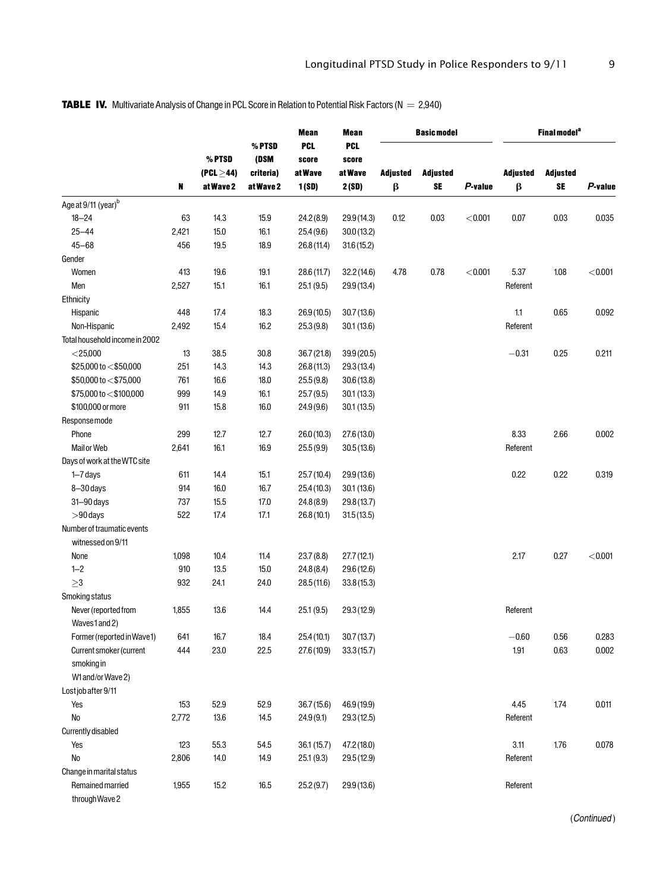**TABLE IV.** Multivariate Analysis of Change in PCL Score in Relation to Potential Risk Factors (N = 2,940)

| | N | % PTSD (PCL ≥44) at Wave 2 | % PTSD (DSM criteria) at Wave 2 | Mean PCL score at Wave 1 (SD) | Mean PCL score at Wave 2 (SD) | Basic model | | | Final model[a] | | |
|---|---|---|---|---|---|---|---|---|---|---|---|
| | | | | | | Adjusted β | Adjusted SE | P-value | Adjusted β | Adjusted SE | P-value |
| Age at 9/11 (year)[b] | | | | | | | | | | | |
| 18–24 | 63 | 14.3 | 15.9 | 24.2 (8.9) | 29.9 (14.3) | 0.12 | 0.03 | <0.001 | 0.07 | 0.03 | 0.035 |
| 25–44 | 2,421 | 15.0 | 16.1 | 25.4 (9.6) | 30.0 (13.2) | | | | | | |
| 45–68 | 456 | 19.5 | 18.9 | 26.8 (11.4) | 31.6 (15.2) | | | | | | |
| Gender | | | | | | | | | | | |
| Women | 413 | 19.6 | 19.1 | 28.6 (11.7) | 32.2 (14.6) | 4.78 | 0.78 | <0.001 | 5.37 | 1.08 | <0.001 |
| Men | 2,527 | 15.1 | 16.1 | 25.1 (9.5) | 29.9 (13.4) | | | | Referent | | |
| Ethnicity | | | | | | | | | | | |
| Hispanic | 448 | 17.4 | 18.3 | 26.9 (10.5) | 30.7 (13.6) | | | | 1.1 | 0.65 | 0.092 |
| Non-Hispanic | 2,492 | 15.4 | 16.2 | 25.3 (9.8) | 30.1 (13.6) | | | | Referent | | |
| Total household income in 2002 | | | | | | | | | | | |
| <25,000 | 13 | 38.5 | 30.8 | 36.7 (21.8) | 39.9 (20.5) | | | | −0.31 | 0.25 | 0.211 |
| $25,000 to <$50,000 | 251 | 14.3 | 14.3 | 26.8 (11.3) | 29.3 (13.4) | | | | | | |
| $50,000 to <$75,000 | 761 | 16.6 | 18.0 | 25.5 (9.8) | 30.6 (13.8) | | | | | | |
| $75,000 to <$100,000 | 999 | 14.9 | 16.1 | 25.7 (9.5) | 30.1 (13.3) | | | | | | |
| $100,000 or more | 911 | 15.8 | 16.0 | 24.9 (9.6) | 30.1 (13.5) | | | | | | |
| Response mode | | | | | | | | | | | |
| Phone | 299 | 12.7 | 12.7 | 26.0 (10.3) | 27.6 (13.0) | | | | 8.33 | 2.66 | 0.002 |
| Mail or Web | 2,641 | 16.1 | 16.9 | 25.5 (9.9) | 30.5 (13.6) | | | | Referent | | |
| Days of work at the WTC site | | | | | | | | | | | |
| 1–7 days | 611 | 14.4 | 15.1 | 25.7 (10.4) | 29.9 (13.6) | | | | 0.22 | 0.22 | 0.319 |
| 8–30 days | 914 | 16.0 | 16.7 | 25.4 (10.3) | 30.1 (13.6) | | | | | | |
| 31–90 days | 737 | 15.5 | 17.0 | 24.8 (8.9) | 29.8 (13.7) | | | | | | |
| >90 days | 522 | 17.4 | 17.1 | 26.8 (10.1) | 31.5 (13.5) | | | | | | |
| Number of traumatic events witnessed on 9/11 | | | | | | | | | | | |
| None | 1,098 | 10.4 | 11.4 | 23.7 (8.8) | 27.7 (12.1) | | | | 2.17 | 0.27 | <0.001 |
| 1–2 | 910 | 13.5 | 15.0 | 24.8 (8.4) | 29.6 (12.6) | | | | | | |
| ≥3 | 932 | 24.1 | 24.0 | 28.5 (11.6) | 33.8 (15.3) | | | | | | |
| Smoking status | | | | | | | | | | | |
| Never (reported from Waves 1 and 2) | 1,855 | 13.6 | 14.4 | 25.1 (9.5) | 29.3 (12.9) | | | | Referent | | |
| Former (reported in Wave 1) | 641 | 16.7 | 18.4 | 25.4 (10.1) | 30.7 (13.7) | | | | −0.60 | 0.56 | 0.283 |
| Current smoker (current smoking in W1 and/or Wave 2) | 444 | 23.0 | 22.5 | 27.6 (10.9) | 33.3 (15.7) | | | | 1.91 | 0.63 | 0.002 |
| Lost job after 9/11 | | | | | | | | | | | |
| Yes | 153 | 52.9 | 52.9 | 36.7 (15.6) | 46.9 (19.9) | | | | 4.45 | 1.74 | 0.011 |
| No | 2,772 | 13.6 | 14.5 | 24.9 (9.1) | 29.3 (12.5) | | | | Referent | | |
| Currently disabled | | | | | | | | | | | |
| Yes | 123 | 55.3 | 54.5 | 36.1 (15.7) | 47.2 (18.0) | | | | 3.11 | 1.76 | 0.078 |
| No | 2,806 | 14.0 | 14.9 | 25.1 (9.3) | 29.5 (12.9) | | | | Referent | | |
| Change in marital status | | | | | | | | | | | |
| Remained married through Wave 2 | 1,955 | 15.2 | 16.5 | 25.2 (9.7) | 29.9 (13.6) | | | | Referent | | |

(*Continued*)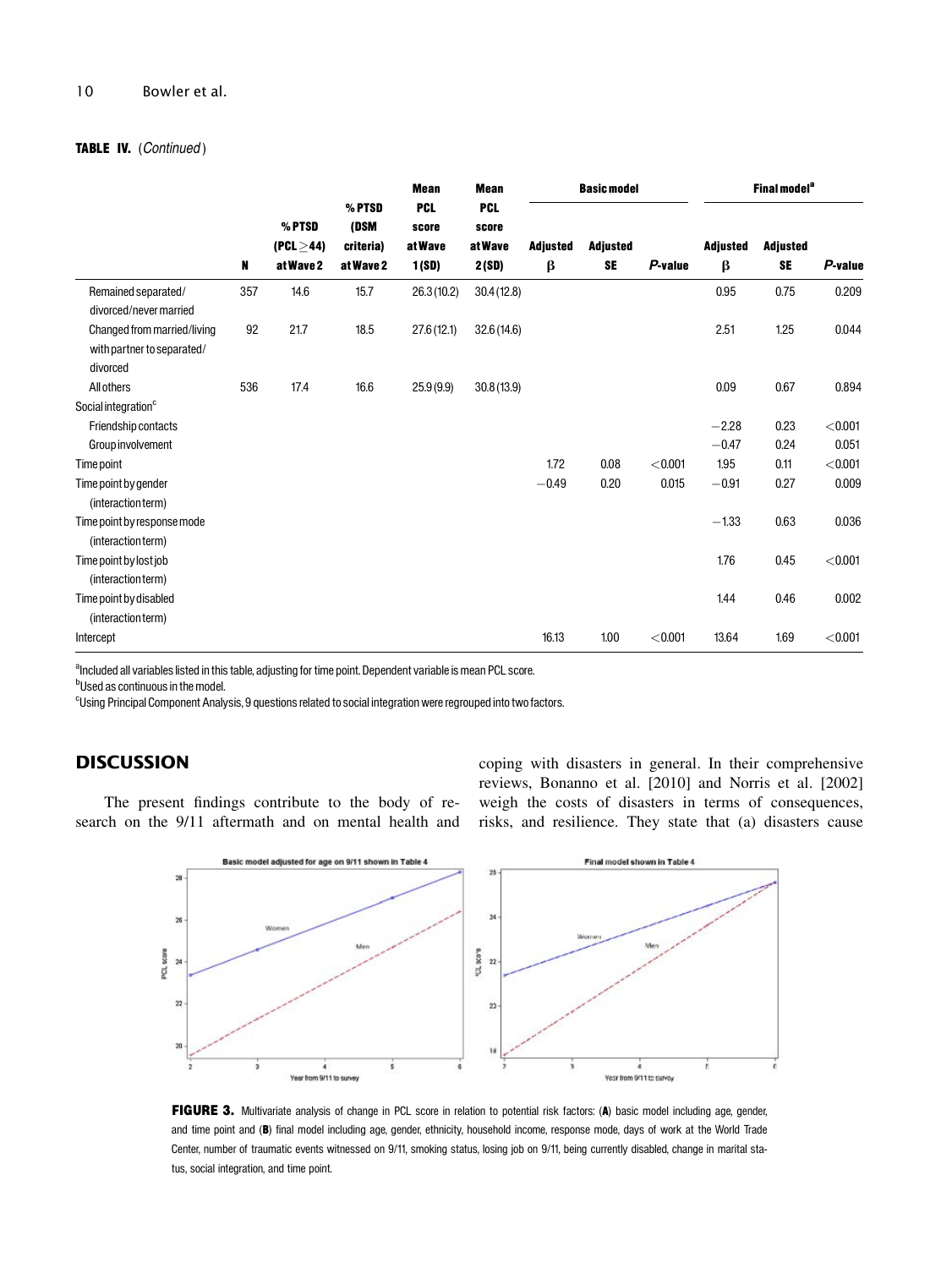**TABLE IV.** (*Continued*)

| | N | % PTSD (PCL ≥44) at Wave 2 | % PTSD (DSM criteria) at Wave 2 | Mean PCL score at Wave 1 (SD) | Mean PCL score at Wave 2 (SD) | Basic model | | | Final model[a] | | |
|---|---|---|---|---|---|---|---|---|---|---|---|
| | | | | | | Adjusted β | Adjusted SE | *P*-value | Adjusted β | Adjusted SE | *P*-value |
| Remained separated/divorced/never married | 357 | 14.6 | 15.7 | 26.3 (10.2) | 30.4 (12.8) | | | | 0.95 | 0.75 | 0.209 |
| Changed from married/living with partner to separated/divorced | 92 | 21.7 | 18.5 | 27.6 (12.1) | 32.6 (14.6) | | | | 2.51 | 1.25 | 0.044 |
| All others | 536 | 17.4 | 16.6 | 25.9 (9.9) | 30.8 (13.9) | | | | 0.09 | 0.67 | 0.894 |
| Social integration[c] | | | | | | | | | | | |
| Friendship contacts | | | | | | | | | −2.28 | 0.23 | <0.001 |
| Group involvement | | | | | | | | | −0.47 | 0.24 | 0.051 |
| Time point | | | | | | 1.72 | 0.08 | <0.001 | 1.95 | 0.11 | <0.001 |
| Time point by gender (interaction term) | | | | | | −0.49 | 0.20 | 0.015 | −0.91 | 0.27 | 0.009 |
| Time point by response mode (interaction term) | | | | | | | | | −1.33 | 0.63 | 0.036 |
| Time point by lost job (interaction term) | | | | | | | | | 1.76 | 0.45 | <0.001 |
| Time point by disabled (interaction term) | | | | | | | | | 1.44 | 0.46 | 0.002 |
| Intercept | | | | | | 16.13 | 1.00 | <0.001 | 13.64 | 1.69 | <0.001 |

[a]Included all variables listed in this table, adjusting for time point. Dependent variable is mean PCL score.
[b]Used as continuous in the model.
[c]Using Principal Component Analysis, 9 questions related to social integration were regrouped into two factors.

## DISCUSSION

The present findings contribute to the body of research on the 9/11 aftermath and on mental health and coping with disasters in general. In their comprehensive reviews, Bonanno et al. [2010] and Norris et al. [2002] weigh the costs of disasters in terms of consequences, risks, and resilience. They state that (a) disasters cause

Basic model adjusted for age on 9/11 shown in Table 4

PCL score

Women

Men

Year from 9/11 to survey

Final model shown in Table 4

PCL score

Women

Men

Year from 9/11 to survey

**FIGURE 3.** Multivariate analysis of change in PCL score in relation to potential risk factors: (**A**) basic model including age, gender, and time point and (**B**) final model including age, gender, ethnicity, household income, response mode, days of work at the World Trade Center, number of traumatic events witnessed on 9/11, smoking status, losing job on 9/11, being currently disabled, change in marital status, social integration, and time point.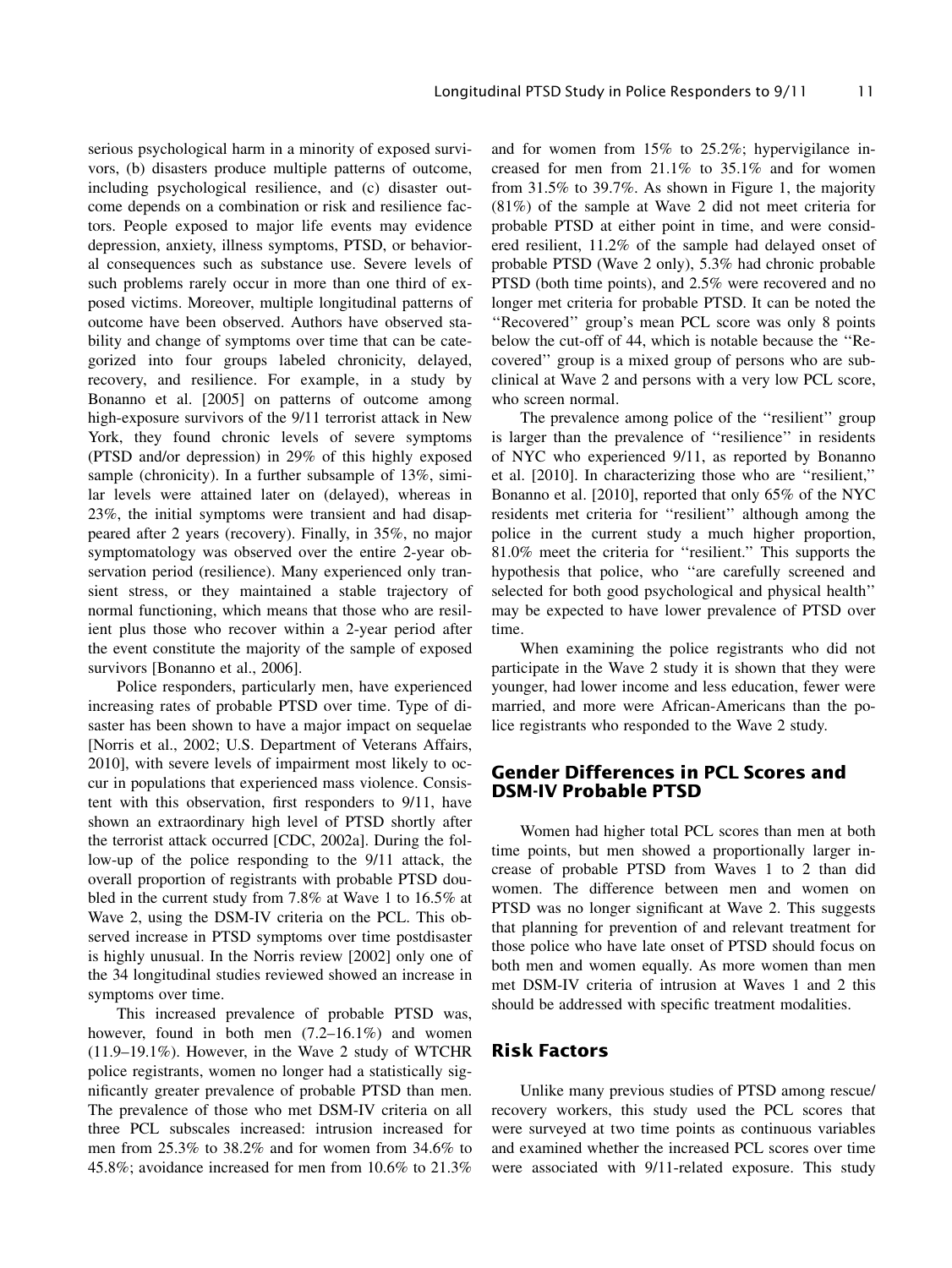serious psychological harm in a minority of exposed survivors, (b) disasters produce multiple patterns of outcome, including psychological resilience, and (c) disaster outcome depends on a combination or risk and resilience factors. People exposed to major life events may evidence depression, anxiety, illness symptoms, PTSD, or behavioral consequences such as substance use. Severe levels of such problems rarely occur in more than one third of exposed victims. Moreover, multiple longitudinal patterns of outcome have been observed. Authors have observed stability and change of symptoms over time that can be categorized into four groups labeled chronicity, delayed, recovery, and resilience. For example, in a study by Bonanno et al. [2005] on patterns of outcome among high-exposure survivors of the 9/11 terrorist attack in New York, they found chronic levels of severe symptoms (PTSD and/or depression) in 29% of this highly exposed sample (chronicity). In a further subsample of 13%, similar levels were attained later on (delayed), whereas in 23%, the initial symptoms were transient and had disappeared after 2 years (recovery). Finally, in 35%, no major symptomatology was observed over the entire 2-year observation period (resilience). Many experienced only transient stress, or they maintained a stable trajectory of normal functioning, which means that those who are resilient plus those who recover within a 2-year period after the event constitute the majority of the sample of exposed survivors [Bonanno et al., 2006].

Police responders, particularly men, have experienced increasing rates of probable PTSD over time. Type of disaster has been shown to have a major impact on sequelae [Norris et al., 2002; U.S. Department of Veterans Affairs, 2010], with severe levels of impairment most likely to occur in populations that experienced mass violence. Consistent with this observation, first responders to 9/11, have shown an extraordinary high level of PTSD shortly after the terrorist attack occurred [CDC, 2002a]. During the follow-up of the police responding to the 9/11 attack, the overall proportion of registrants with probable PTSD doubled in the current study from 7.8% at Wave 1 to 16.5% at Wave 2, using the DSM-IV criteria on the PCL. This observed increase in PTSD symptoms over time postdisaster is highly unusual. In the Norris review [2002] only one of the 34 longitudinal studies reviewed showed an increase in symptoms over time.

This increased prevalence of probable PTSD was, however, found in both men (7.2–16.1%) and women (11.9–19.1%). However, in the Wave 2 study of WTCHR police registrants, women no longer had a statistically significantly greater prevalence of probable PTSD than men. The prevalence of those who met DSM-IV criteria on all three PCL subscales increased: intrusion increased for men from 25.3% to 38.2% and for women from 34.6% to 45.8%; avoidance increased for men from 10.6% to 21.3% and for women from 15% to 25.2%; hypervigilance increased for men from 21.1% to 35.1% and for women from 31.5% to 39.7%. As shown in Figure 1, the majority (81%) of the sample at Wave 2 did not meet criteria for probable PTSD at either point in time, and were considered resilient, 11.2% of the sample had delayed onset of probable PTSD (Wave 2 only), 5.3% had chronic probable PTSD (both time points), and 2.5% were recovered and no longer met criteria for probable PTSD. It can be noted the ''Recovered'' group's mean PCL score was only 8 points below the cut-off of 44, which is notable because the ''Recovered'' group is a mixed group of persons who are subclinical at Wave 2 and persons with a very low PCL score, who screen normal.

The prevalence among police of the ''resilient'' group is larger than the prevalence of ''resilience'' in residents of NYC who experienced 9/11, as reported by Bonanno et al. [2010]. In characterizing those who are ''resilient,'' Bonanno et al. [2010], reported that only 65% of the NYC residents met criteria for ''resilient'' although among the police in the current study a much higher proportion, 81.0% meet the criteria for ''resilient.'' This supports the hypothesis that police, who ''are carefully screened and selected for both good psychological and physical health'' may be expected to have lower prevalence of PTSD over time.

When examining the police registrants who did not participate in the Wave 2 study it is shown that they were younger, had lower income and less education, fewer were married, and more were African-Americans than the police registrants who responded to the Wave 2 study.

## Gender Differences in PCL Scores and DSM-IV Probable PTSD

Women had higher total PCL scores than men at both time points, but men showed a proportionally larger increase of probable PTSD from Waves 1 to 2 than did women. The difference between men and women on PTSD was no longer significant at Wave 2. This suggests that planning for prevention of and relevant treatment for those police who have late onset of PTSD should focus on both men and women equally. As more women than men met DSM-IV criteria of intrusion at Waves 1 and 2 this should be addressed with specific treatment modalities.

## Risk Factors

Unlike many previous studies of PTSD among rescue/recovery workers, this study used the PCL scores that were surveyed at two time points as continuous variables and examined whether the increased PCL scores over time were associated with 9/11-related exposure. This study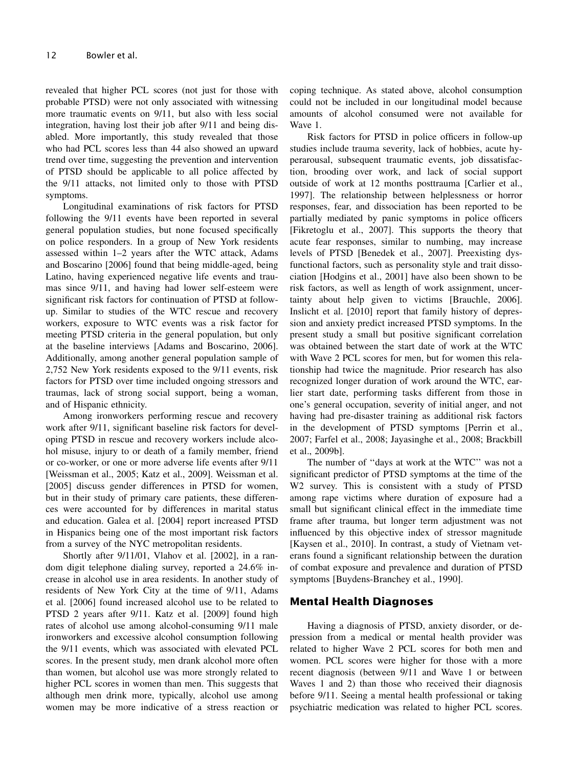revealed that higher PCL scores (not just for those with probable PTSD) were not only associated with witnessing more traumatic events on 9/11, but also with less social integration, having lost their job after 9/11 and being disabled. More importantly, this study revealed that those who had PCL scores less than 44 also showed an upward trend over time, suggesting the prevention and intervention of PTSD should be applicable to all police affected by the 9/11 attacks, not limited only to those with PTSD symptoms.

Longitudinal examinations of risk factors for PTSD following the 9/11 events have been reported in several general population studies, but none focused specifically on police responders. In a group of New York residents assessed within 1–2 years after the WTC attack, Adams and Boscarino [2006] found that being middle-aged, being Latino, having experienced negative life events and traumas since 9/11, and having had lower self-esteem were significant risk factors for continuation of PTSD at follow-up. Similar to studies of the WTC rescue and recovery workers, exposure to WTC events was a risk factor for meeting PTSD criteria in the general population, but only at the baseline interviews [Adams and Boscarino, 2006]. Additionally, among another general population sample of 2,752 New York residents exposed to the 9/11 events, risk factors for PTSD over time included ongoing stressors and traumas, lack of strong social support, being a woman, and of Hispanic ethnicity.

Among ironworkers performing rescue and recovery work after 9/11, significant baseline risk factors for developing PTSD in rescue and recovery workers include alcohol misuse, injury to or death of a family member, friend or co-worker, or one or more adverse life events after 9/11 [Weissman et al., 2005; Katz et al., 2009]. Weissman et al. [2005] discuss gender differences in PTSD for women, but in their study of primary care patients, these differences were accounted for by differences in marital status and education. Galea et al. [2004] report increased PTSD in Hispanics being one of the most important risk factors from a survey of the NYC metropolitan residents.

Shortly after 9/11/01, Vlahov et al. [2002], in a random digit telephone dialing survey, reported a 24.6% increase in alcohol use in area residents. In another study of residents of New York City at the time of 9/11, Adams et al. [2006] found increased alcohol use to be related to PTSD 2 years after 9/11. Katz et al. [2009] found high rates of alcohol use among alcohol-consuming 9/11 male ironworkers and excessive alcohol consumption following the 9/11 events, which was associated with elevated PCL scores. In the present study, men drank alcohol more often than women, but alcohol use was more strongly related to higher PCL scores in women than men. This suggests that although men drink more, typically, alcohol use among women may be more indicative of a stress reaction or coping technique. As stated above, alcohol consumption could not be included in our longitudinal model because amounts of alcohol consumed were not available for Wave 1.

Risk factors for PTSD in police officers in follow-up studies include trauma severity, lack of hobbies, acute hyperarousal, subsequent traumatic events, job dissatisfaction, brooding over work, and lack of social support outside of work at 12 months posttrauma [Carlier et al., 1997]. The relationship between helplessness or horror responses, fear, and dissociation has been reported to be partially mediated by panic symptoms in police officers [Fikretoglu et al., 2007]. This supports the theory that acute fear responses, similar to numbing, may increase levels of PTSD [Benedek et al., 2007]. Preexisting dysfunctional factors, such as personality style and trait dissociation [Hodgins et al., 2001] have also been shown to be risk factors, as well as length of work assignment, uncertainty about help given to victims [Brauchle, 2006]. Inslicht et al. [2010] report that family history of depression and anxiety predict increased PTSD symptoms. In the present study a small but positive significant correlation was obtained between the start date of work at the WTC with Wave 2 PCL scores for men, but for women this relationship had twice the magnitude. Prior research has also recognized longer duration of work around the WTC, earlier start date, performing tasks different from those in one's general occupation, severity of initial anger, and not having had pre-disaster training as additional risk factors in the development of PTSD symptoms [Perrin et al., 2007; Farfel et al., 2008; Jayasinghe et al., 2008; Brackbill et al., 2009b].

The number of ''days at work at the WTC'' was not a significant predictor of PTSD symptoms at the time of the W2 survey. This is consistent with a study of PTSD among rape victims where duration of exposure had a small but significant clinical effect in the immediate time frame after trauma, but longer term adjustment was not influenced by this objective index of stressor magnitude [Kaysen et al., 2010]. In contrast, a study of Vietnam veterans found a significant relationship between the duration of combat exposure and prevalence and duration of PTSD symptoms [Buydens-Branchey et al., 1990].

## Mental Health Diagnoses

Having a diagnosis of PTSD, anxiety disorder, or depression from a medical or mental health provider was related to higher Wave 2 PCL scores for both men and women. PCL scores were higher for those with a more recent diagnosis (between 9/11 and Wave 1 or between Waves 1 and 2) than those who received their diagnosis before 9/11. Seeing a mental health professional or taking psychiatric medication was related to higher PCL scores.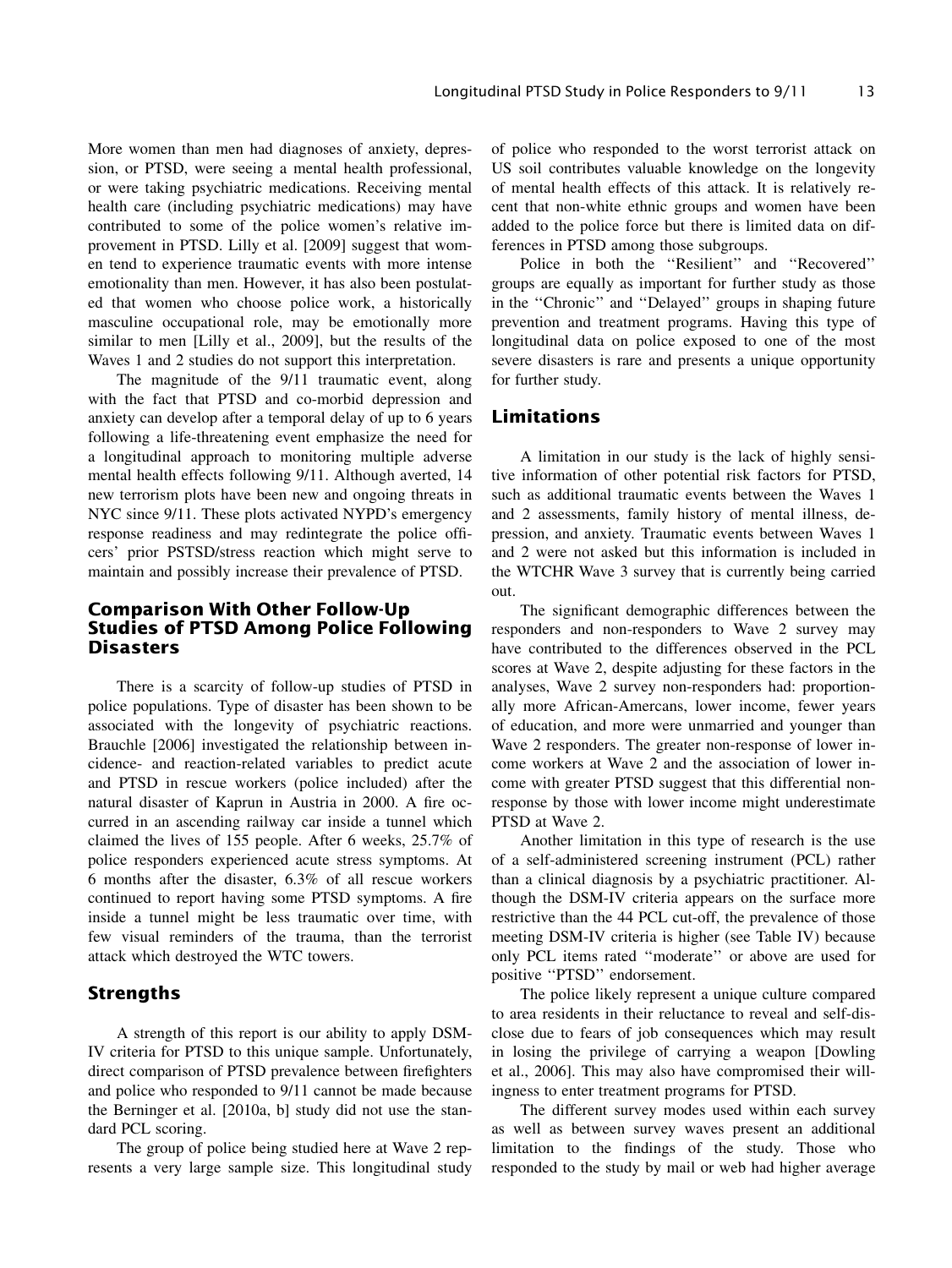More women than men had diagnoses of anxiety, depression, or PTSD, were seeing a mental health professional, or were taking psychiatric medications. Receiving mental health care (including psychiatric medications) may have contributed to some of the police women's relative improvement in PTSD. Lilly et al. [2009] suggest that women tend to experience traumatic events with more intense emotionality than men. However, it has also been postulated that women who choose police work, a historically masculine occupational role, may be emotionally more similar to men [Lilly et al., 2009], but the results of the Waves 1 and 2 studies do not support this interpretation.

The magnitude of the 9/11 traumatic event, along with the fact that PTSD and co-morbid depression and anxiety can develop after a temporal delay of up to 6 years following a life-threatening event emphasize the need for a longitudinal approach to monitoring multiple adverse mental health effects following 9/11. Although averted, 14 new terrorism plots have been new and ongoing threats in NYC since 9/11. These plots activated NYPD's emergency response readiness and may redintegrate the police officers' prior PSTSD/stress reaction which might serve to maintain and possibly increase their prevalence of PTSD.

## Comparison With Other Follow-Up Studies of PTSD Among Police Following Disasters

There is a scarcity of follow-up studies of PTSD in police populations. Type of disaster has been shown to be associated with the longevity of psychiatric reactions. Brauchle [2006] investigated the relationship between incidence- and reaction-related variables to predict acute and PTSD in rescue workers (police included) after the natural disaster of Kaprun in Austria in 2000. A fire occurred in an ascending railway car inside a tunnel which claimed the lives of 155 people. After 6 weeks, 25.7% of police responders experienced acute stress symptoms. At 6 months after the disaster, 6.3% of all rescue workers continued to report having some PTSD symptoms. A fire inside a tunnel might be less traumatic over time, with few visual reminders of the trauma, than the terrorist attack which destroyed the WTC towers.

## Strengths

A strength of this report is our ability to apply DSM-IV criteria for PTSD to this unique sample. Unfortunately, direct comparison of PTSD prevalence between firefighters and police who responded to 9/11 cannot be made because the Berninger et al. [2010a, b] study did not use the standard PCL scoring.

The group of police being studied here at Wave 2 represents a very large sample size. This longitudinal study of police who responded to the worst terrorist attack on US soil contributes valuable knowledge on the longevity of mental health effects of this attack. It is relatively recent that non-white ethnic groups and women have been added to the police force but there is limited data on differences in PTSD among those subgroups.

Police in both the ''Resilient'' and ''Recovered'' groups are equally as important for further study as those in the ''Chronic'' and ''Delayed'' groups in shaping future prevention and treatment programs. Having this type of longitudinal data on police exposed to one of the most severe disasters is rare and presents a unique opportunity for further study.

## Limitations

A limitation in our study is the lack of highly sensitive information of other potential risk factors for PTSD, such as additional traumatic events between the Waves 1 and 2 assessments, family history of mental illness, depression, and anxiety. Traumatic events between Waves 1 and 2 were not asked but this information is included in the WTCHR Wave 3 survey that is currently being carried out.

The significant demographic differences between the responders and non-responders to Wave 2 survey may have contributed to the differences observed in the PCL scores at Wave 2, despite adjusting for these factors in the analyses, Wave 2 survey non-responders had: proportionally more African-Amercans, lower income, fewer years of education, and more were unmarried and younger than Wave 2 responders. The greater non-response of lower income workers at Wave 2 and the association of lower income with greater PTSD suggest that this differential non-response by those with lower income might underestimate PTSD at Wave 2.

Another limitation in this type of research is the use of a self-administered screening instrument (PCL) rather than a clinical diagnosis by a psychiatric practitioner. Although the DSM-IV criteria appears on the surface more restrictive than the 44 PCL cut-off, the prevalence of those meeting DSM-IV criteria is higher (see Table IV) because only PCL items rated ''moderate'' or above are used for positive ''PTSD'' endorsement.

The police likely represent a unique culture compared to area residents in their reluctance to reveal and self-disclose due to fears of job consequences which may result in losing the privilege of carrying a weapon [Dowling et al., 2006]. This may also have compromised their willingness to enter treatment programs for PTSD.

The different survey modes used within each survey as well as between survey waves present an additional limitation to the findings of the study. Those who responded to the study by mail or web had higher average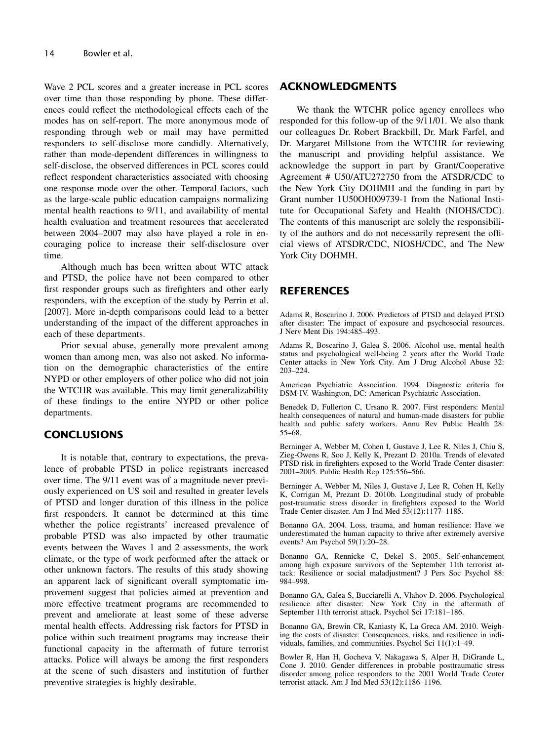Wave 2 PCL scores and a greater increase in PCL scores over time than those responding by phone. These differences could reflect the methodological effects each of the modes has on self-report. The more anonymous mode of responding through web or mail may have permitted responders to self-disclose more candidly. Alternatively, rather than mode-dependent differences in willingness to self-disclose, the observed differences in PCL scores could reflect respondent characteristics associated with choosing one response mode over the other. Temporal factors, such as the large-scale public education campaigns normalizing mental health reactions to 9/11, and availability of mental health evaluation and treatment resources that accelerated between 2004–2007 may also have played a role in encouraging police to increase their self-disclosure over time.

Although much has been written about WTC attack and PTSD, the police have not been compared to other first responder groups such as firefighters and other early responders, with the exception of the study by Perrin et al. [2007]. More in-depth comparisons could lead to a better understanding of the impact of the different approaches in each of these departments.

Prior sexual abuse, generally more prevalent among women than among men, was also not asked. No information on the demographic characteristics of the entire NYPD or other employers of other police who did not join the WTCHR was available. This may limit generalizability of these findings to the entire NYPD or other police departments.

## CONCLUSIONS

It is notable that, contrary to expectations, the prevalence of probable PTSD in police registrants increased over time. The 9/11 event was of a magnitude never previously experienced on US soil and resulted in greater levels of PTSD and longer duration of this illness in the police first responders. It cannot be determined at this time whether the police registrants' increased prevalence of probable PTSD was also impacted by other traumatic events between the Waves 1 and 2 assessments, the work climate, or the type of work performed after the attack or other unknown factors. The results of this study showing an apparent lack of significant overall symptomatic improvement suggest that policies aimed at prevention and more effective treatment programs are recommended to prevent and ameliorate at least some of these adverse mental health effects. Addressing risk factors for PTSD in police within such treatment programs may increase their functional capacity in the aftermath of future terrorist attacks. Police will always be among the first responders at the scene of such disasters and institution of further preventive strategies is highly desirable.

## ACKNOWLEDGMENTS

We thank the WTCHR police agency enrollees who responded for this follow-up of the 9/11/01. We also thank our colleagues Dr. Robert Brackbill, Dr. Mark Farfel, and Dr. Margaret Millstone from the WTCHR for reviewing the manuscript and providing helpful assistance. We acknowledge the support in part by Grant/Cooperative Agreement # U50/ATU272750 from the ATSDR/CDC to the New York City DOHMH and the funding in part by Grant number 1U50OH009739-1 from the National Institute for Occupational Safety and Health (NIOHS/CDC). The contents of this manuscript are solely the responsibility of the authors and do not necessarily represent the official views of ATSDR/CDC, NIOSH/CDC, and The New York City DOHMH.

## REFERENCES

Adams R, Boscarino J. 2006. Predictors of PTSD and delayed PTSD after disaster: The impact of exposure and psychosocial resources. J Nerv Ment Dis 194:485–493.

Adams R, Boscarino J, Galea S. 2006. Alcohol use, mental health status and psychological well-being 2 years after the World Trade Center attacks in New York City. Am J Drug Alcohol Abuse 32: 203–224.

American Psychiatric Association. 1994. Diagnostic criteria for DSM-IV. Washington, DC: American Psychiatric Association.

Benedek D, Fullerton C, Ursano R. 2007. First responders: Mental health consequences of natural and human-made disasters for public health and public safety workers. Annu Rev Public Health 28: 55–68.

Berninger A, Webber M, Cohen I, Gustave J, Lee R, Niles J, Chiu S, Zieg-Owens R, Soo J, Kelly K, Prezant D. 2010a. Trends of elevated PTSD risk in firefighters exposed to the World Trade Center disaster: 2001–2005. Public Health Rep 125:556–566.

Berninger A, Webber M, Niles J, Gustave J, Lee R, Cohen H, Kelly K, Corrigan M, Prezant D. 2010b. Longitudinal study of probable post-traumatic stress disorder in firefighters exposed to the World Trade Center disaster. Am J Ind Med 53(12):1177–1185.

Bonanno GA. 2004. Loss, trauma, and human resilience: Have we underestimated the human capacity to thrive after extremely aversive events? Am Psychol 59(1):20–28.

Bonanno GA, Rennicke C, Dekel S. 2005. Self-enhancement among high exposure survivors of the September 11th terrorist attack: Resilience or social maladjustment? J Pers Soc Psychol 88: 984–998.

Bonanno GA, Galea S, Bucciarelli A, Vlahov D. 2006. Psychological resilience after disaster: New York City in the aftermath of September 11th terrorist attack. Psychol Sci 17:181–186.

Bonanno GA, Brewin CR, Kaniasty K, La Greca AM. 2010. Weighing the costs of disaster: Consequences, risks, and resilience in individuals, families, and communities. Psychol Sci 11(1):1–49.

Bowler R, Han H, Gocheva V, Nakagawa S, Alper H, DiGrande L, Cone J. 2010. Gender differences in probable posttraumatic stress disorder among police responders to the 2001 World Trade Center terrorist attack. Am J Ind Med 53(12):1186–1196.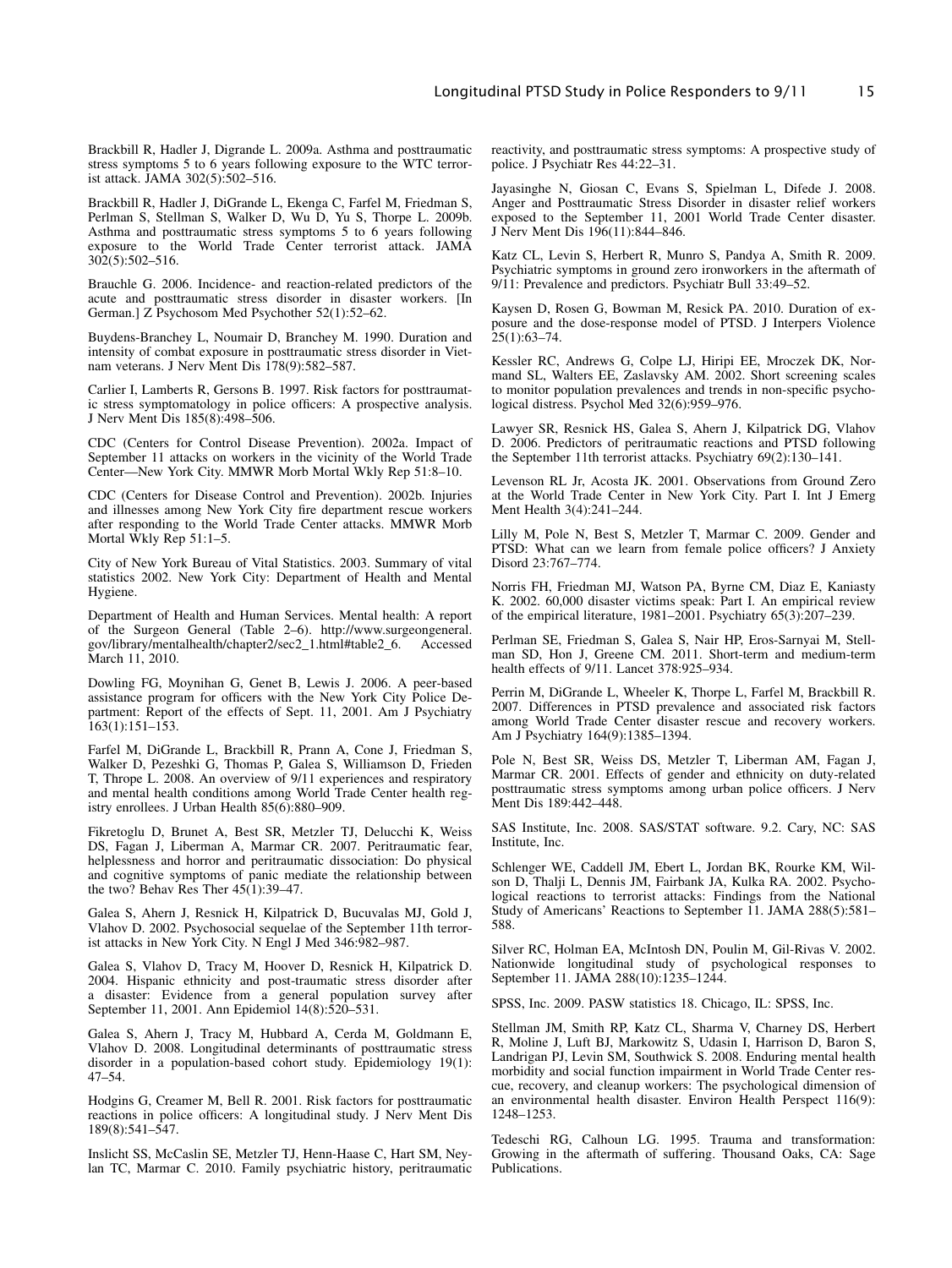Brackbill R, Hadler J, Digrande L. 2009a. Asthma and posttraumatic stress symptoms 5 to 6 years following exposure to the WTC terrorist attack. JAMA 302(5):502–516.

Brackbill R, Hadler J, DiGrande L, Ekenga C, Farfel M, Friedman S, Perlman S, Stellman S, Walker D, Wu D, Yu S, Thorpe L. 2009b. Asthma and posttraumatic stress symptoms 5 to 6 years following exposure to the World Trade Center terrorist attack. JAMA 302(5):502–516.

Brauchle G. 2006. Incidence- and reaction-related predictors of the acute and posttraumatic stress disorder in disaster workers. [In German.] Z Psychosom Med Psychother 52(1):52–62.

Buydens-Branchey L, Noumair D, Branchey M. 1990. Duration and intensity of combat exposure in posttraumatic stress disorder in Vietnam veterans. J Nerv Ment Dis 178(9):582–587.

Carlier I, Lamberts R, Gersons B. 1997. Risk factors for posttraumatic stress symptomatology in police officers: A prospective analysis. J Nerv Ment Dis 185(8):498–506.

CDC (Centers for Control Disease Prevention). 2002a. Impact of September 11 attacks on workers in the vicinity of the World Trade Center—New York City. MMWR Morb Mortal Wkly Rep 51:8–10.

CDC (Centers for Disease Control and Prevention). 2002b. Injuries and illnesses among New York City fire department rescue workers after responding to the World Trade Center attacks. MMWR Morb Mortal Wkly Rep 51:1–5.

City of New York Bureau of Vital Statistics. 2003. Summary of vital statistics 2002. New York City: Department of Health and Mental Hygiene.

Department of Health and Human Services. Mental health: A report of the Surgeon General (Table 2–6). http://www.surgeongeneral.gov/library/mentalhealth/chapter2/sec2_1.html#table2_6. Accessed March 11, 2010.

Dowling FG, Moynihan G, Genet B, Lewis J. 2006. A peer-based assistance program for officers with the New York City Police Department: Report of the effects of Sept. 11, 2001. Am J Psychiatry 163(1):151–153.

Farfel M, DiGrande L, Brackbill R, Prann A, Cone J, Friedman S, Walker D, Pezeshki G, Thomas P, Galea S, Williamson D, Frieden T, Thrope L. 2008. An overview of 9/11 experiences and respiratory and mental health conditions among World Trade Center health registry enrollees. J Urban Health 85(6):880–909.

Fikretoglu D, Brunet A, Best SR, Metzler TJ, Delucchi K, Weiss DS, Fagan J, Liberman A, Marmar CR. 2007. Peritraumatic fear, helplessness and horror and peritraumatic dissociation: Do physical and cognitive symptoms of panic mediate the relationship between the two? Behav Res Ther 45(1):39–47.

Galea S, Ahern J, Resnick H, Kilpatrick D, Bucuvalas MJ, Gold J, Vlahov D. 2002. Psychosocial sequelae of the September 11th terrorist attacks in New York City. N Engl J Med 346:982–987.

Galea S, Vlahov D, Tracy M, Hoover D, Resnick H, Kilpatrick D. 2004. Hispanic ethnicity and post-traumatic stress disorder after a disaster: Evidence from a general population survey after September 11, 2001. Ann Epidemiol 14(8):520–531.

Galea S, Ahern J, Tracy M, Hubbard A, Cerda M, Goldmann E, Vlahov D. 2008. Longitudinal determinants of posttraumatic stress disorder in a population-based cohort study. Epidemiology 19(1): 47–54.

Hodgins G, Creamer M, Bell R. 2001. Risk factors for posttraumatic reactions in police officers: A longitudinal study. J Nerv Ment Dis 189(8):541–547.

Inslicht SS, McCaslin SE, Metzler TJ, Henn-Haase C, Hart SM, Neylan TC, Marmar C. 2010. Family psychiatric history, peritraumatic reactivity, and posttraumatic stress symptoms: A prospective study of police. J Psychiatr Res 44:22–31.

Jayasinghe N, Giosan C, Evans S, Spielman L, Difede J. 2008. Anger and Posttraumatic Stress Disorder in disaster relief workers exposed to the September 11, 2001 World Trade Center disaster. J Nerv Ment Dis 196(11):844–846.

Katz CL, Levin S, Herbert R, Munro S, Pandya A, Smith R. 2009. Psychiatric symptoms in ground zero ironworkers in the aftermath of 9/11: Prevalence and predictors. Psychiatr Bull 33:49–52.

Kaysen D, Rosen G, Bowman M, Resick PA. 2010. Duration of exposure and the dose-response model of PTSD. J Interpers Violence 25(1):63–74.

Kessler RC, Andrews G, Colpe LJ, Hiripi EE, Mroczek DK, Normand SL, Walters EE, Zaslavsky AM. 2002. Short screening scales to monitor population prevalences and trends in non-specific psychological distress. Psychol Med 32(6):959–976.

Lawyer SR, Resnick HS, Galea S, Ahern J, Kilpatrick DG, Vlahov D. 2006. Predictors of peritraumatic reactions and PTSD following the September 11th terrorist attacks. Psychiatry 69(2):130–141.

Levenson RL Jr, Acosta JK. 2001. Observations from Ground Zero at the World Trade Center in New York City. Part I. Int J Emerg Ment Health 3(4):241–244.

Lilly M, Pole N, Best S, Metzler T, Marmar C. 2009. Gender and PTSD: What can we learn from female police officers? J Anxiety Disord 23:767–774.

Norris FH, Friedman MJ, Watson PA, Byrne CM, Diaz E, Kaniasty K. 2002. 60,000 disaster victims speak: Part I. An empirical review of the empirical literature, 1981–2001. Psychiatry 65(3):207–239.

Perlman SE, Friedman S, Galea S, Nair HP, Eros-Sarnyai M, Stellman SD, Hon J, Greene CM. 2011. Short-term and medium-term health effects of 9/11. Lancet 378:925–934.

Perrin M, DiGrande L, Wheeler K, Thorpe L, Farfel M, Brackbill R. 2007. Differences in PTSD prevalence and associated risk factors among World Trade Center disaster rescue and recovery workers. Am J Psychiatry 164(9):1385–1394.

Pole N, Best SR, Weiss DS, Metzler T, Liberman AM, Fagan J, Marmar CR. 2001. Effects of gender and ethnicity on duty-related posttraumatic stress symptoms among urban police officers. J Nerv Ment Dis 189:442–448.

SAS Institute, Inc. 2008. SAS/STAT software. 9.2. Cary, NC: SAS Institute, Inc.

Schlenger WE, Caddell JM, Ebert L, Jordan BK, Rourke KM, Wilson D, Thalji L, Dennis JM, Fairbank JA, Kulka RA. 2002. Psychological reactions to terrorist attacks: Findings from the National Study of Americans' Reactions to September 11. JAMA 288(5):581–588.

Silver RC, Holman EA, McIntosh DN, Poulin M, Gil-Rivas V. 2002. Nationwide longitudinal study of psychological responses to September 11. JAMA 288(10):1235–1244.

SPSS, Inc. 2009. PASW statistics 18. Chicago, IL: SPSS, Inc.

Stellman JM, Smith RP, Katz CL, Sharma V, Charney DS, Herbert R, Moline J, Luft BJ, Markowitz S, Udasin I, Harrison D, Baron S, Landrigan PJ, Levin SM, Southwick S. 2008. Enduring mental health morbidity and social function impairment in World Trade Center rescue, recovery, and cleanup workers: The psychological dimension of an environmental health disaster. Environ Health Perspect 116(9): 1248–1253.

Tedeschi RG, Calhoun LG. 1995. Trauma and transformation: Growing in the aftermath of suffering. Thousand Oaks, CA: Sage Publications.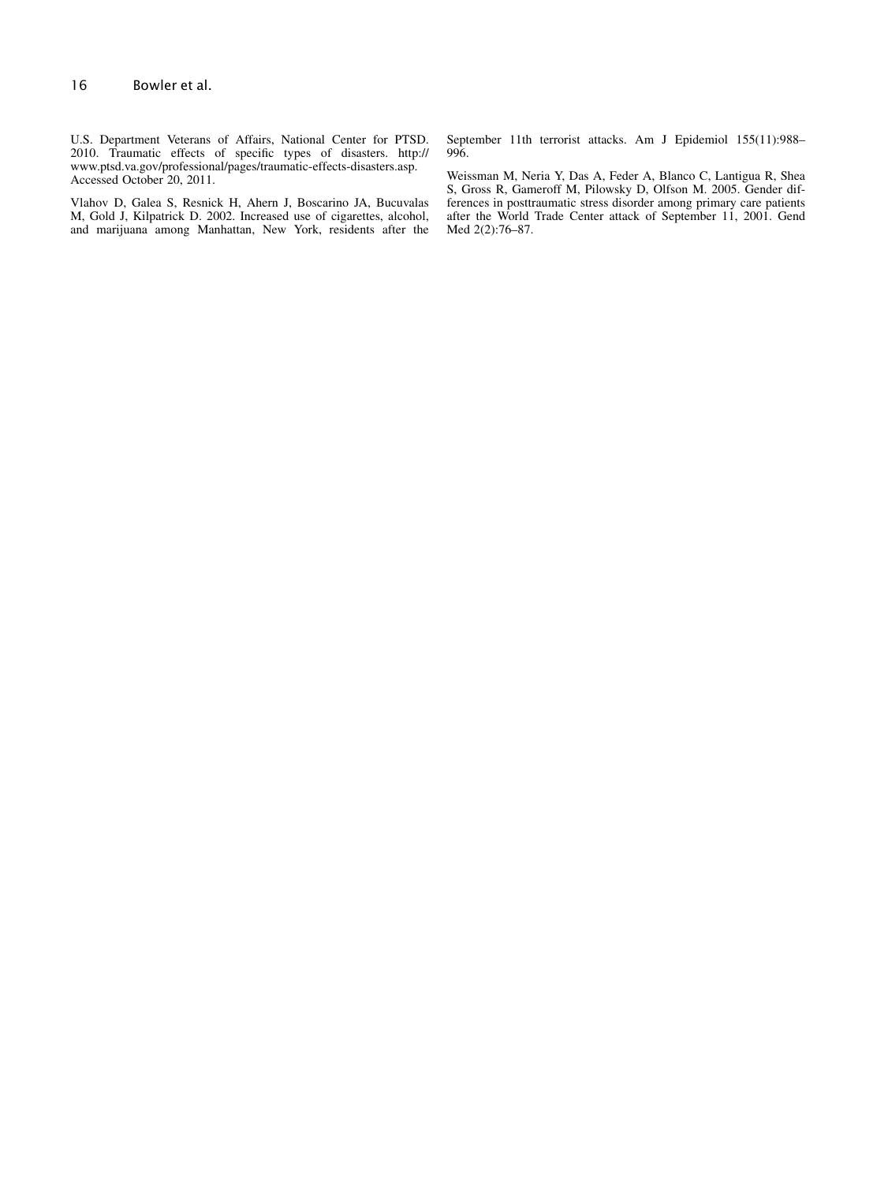U.S. Department Veterans of Affairs, National Center for PTSD. 2010. Traumatic effects of specific types of disasters. http://www.ptsd.va.gov/professional/pages/traumatic-effects-disasters.asp. Accessed October 20, 2011.

Vlahov D, Galea S, Resnick H, Ahern J, Boscarino JA, Bucuvalas M, Gold J, Kilpatrick D. 2002. Increased use of cigarettes, alcohol, and marijuana among Manhattan, New York, residents after the September 11th terrorist attacks. Am J Epidemiol 155(11):988–996.

Weissman M, Neria Y, Das A, Feder A, Blanco C, Lantigua R, Shea S, Gross R, Gameroff M, Pilowsky D, Olfson M. 2005. Gender differences in posttraumatic stress disorder among primary care patients after the World Trade Center attack of September 11, 2001. Gend Med 2(2):76–87.